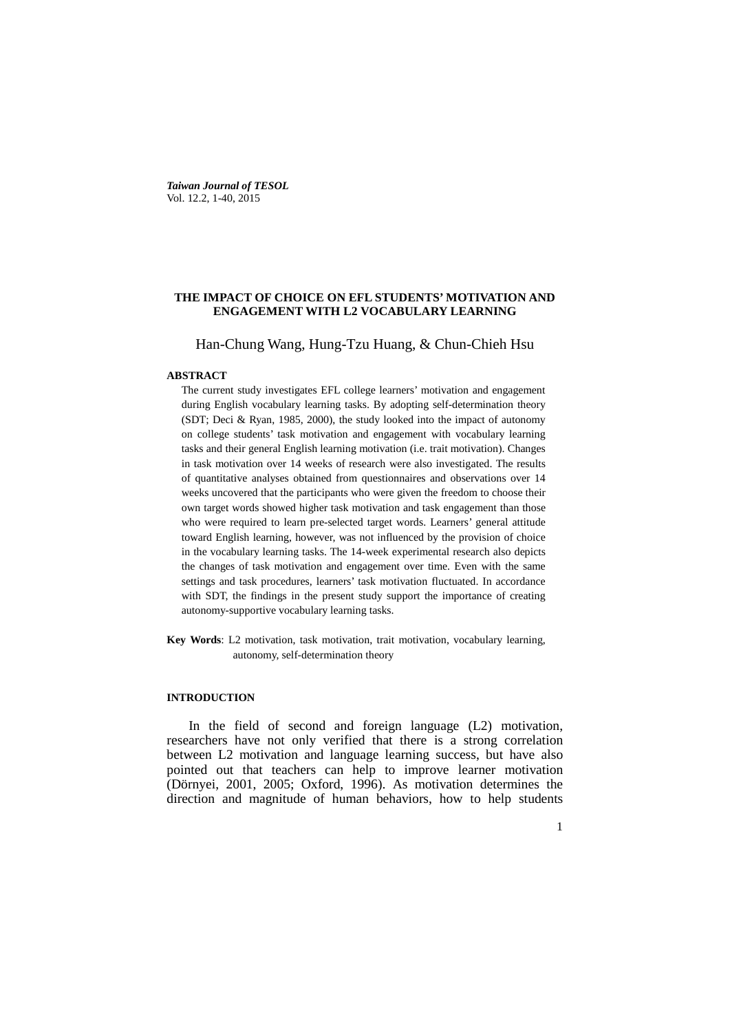# THE IMPACT OF CHOICE ON EFL STUDENTS' MOTIVATION AND ENGAGEMENT WITH L2 VOCABULARY LEARNING

Han-Chung Wang, Hung-Tzu Huang, & Chun-Chieh Hsu

## ABSTRACT

The current study investigates EFL college learners' motivation and engagement during English vocabulary learning tasks. By adopting self-determination theory (SDT; Deci & Ryan, 1985, 2000), the study looked into the impact of autonomy on college students' task motivation and engagement with vocabulary learning tasks and their general English learning motivation (i.e. trait motivation). Changes in task motivation over 14 weeks of research were also investigated. The results of quantitative analyses obtained from questionnaires and observations over 14 weeks uncovered that the participants who were given the freedom to choose their own target words showed higher task motivation and task engagement than those who were required to learn pre-selected target words. Learners' general attitude toward English learning, however, was not influenced by the provision of choice in the vocabulary learning tasks. The 14-week experimental research also depicts the changes of task motivation and engagement over time. Even with the same settings and task procedures, learners' task motivation fluctuated. In accordance with SDT, the findings in the present study support the importance of creating autonomy-supportive vocabulary learning tasks.

**Key Words**: L2 motivation, task motivation, trait motivation, vocabulary learning, autonomy, self-determination theory

## INTRODUCTION

In the field of second and foreign language (L2) motivation, researchers have not only verified that there is a strong correlation between L2 motivation and language learning success, but have also pointed out that teachers can help to improve learner motivation (Dörnyei, 2001, 2005; Oxford, 1996). As motivation determines the direction and magnitude of human behaviors, how to help students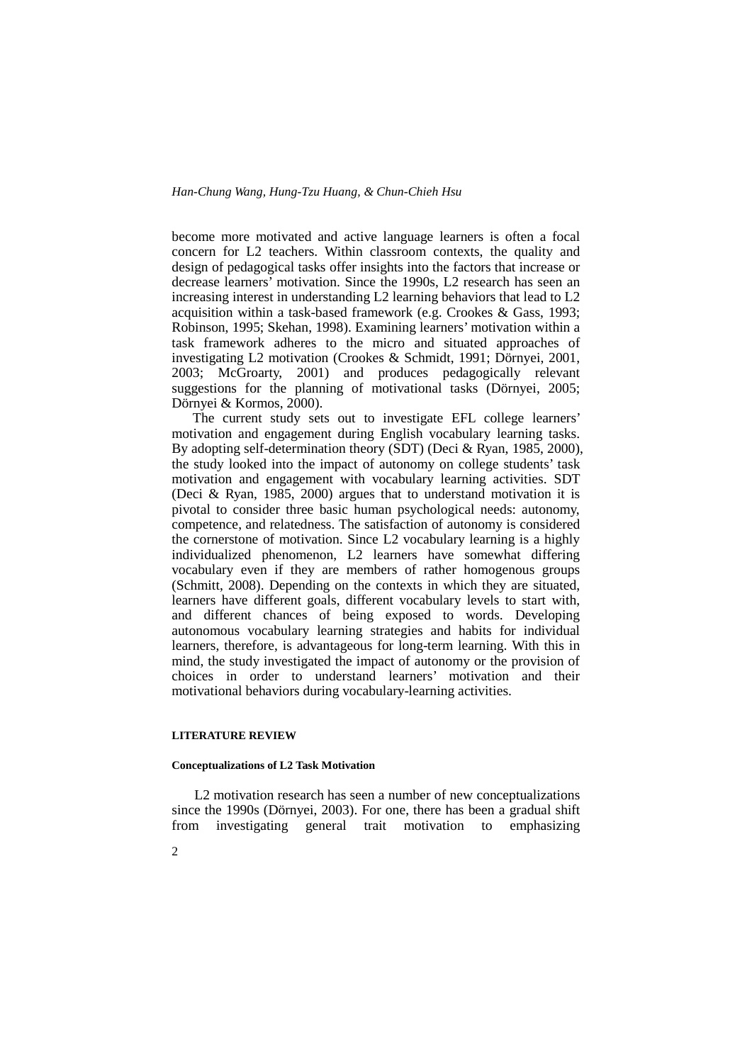become more motivated and active language learners is often a focal concern for L2 teachers. Within classroom contexts, the quality and design of pedagogical tasks offer insights into the factors that increase or decrease learners' motivation. Since the 1990s, L2 research has seen an increasing interest in understanding L2 learning behaviors that lead to L2 acquisition within a task-based framework (e.g. Crookes & Gass, 1993; Robinson, 1995; Skehan, 1998). Examining learners' motivation within a task framework adheres to the micro and situated approaches of investigating L2 motivation (Crookes & Schmidt, 1991; Dörnyei, 2001, 2003; McGroarty, 2001) and produces pedagogically relevant suggestions for the planning of motivational tasks (Dörnyei, 2005; Dörnyei & Kormos, 2000).

The current study sets out to investigate EFL college learners' motivation and engagement during English vocabulary learning tasks. By adopting self-determination theory (SDT) (Deci & Ryan, 1985, 2000), the study looked into the impact of autonomy on college students' task motivation and engagement with vocabulary learning activities. SDT (Deci & Ryan, 1985, 2000) argues that to understand motivation it is pivotal to consider three basic human psychological needs: autonomy, competence, and relatedness. The satisfaction of autonomy is considered the cornerstone of motivation. Since L2 vocabulary learning is a highly individualized phenomenon, L2 learners have somewhat differing vocabulary even if they are members of rather homogenous groups (Schmitt, 2008). Depending on the contexts in which they are situated, learners have different goals, different vocabulary levels to start with, and different chances of being exposed to words. Developing autonomous vocabulary learning strategies and habits for individual learners, therefore, is advantageous for long-term learning. With this in mind, the study investigated the impact of autonomy or the provision of choices in order to understand learners' motivation and their motivational behaviors during vocabulary-learning activities.

## LITERATURE REVIEW

### Conceptualizations of L2 Task Motivation

L2 motivation research has seen a number of new conceptualizations since the 1990s (Dörnyei, 2003). For one, there has been a gradual shift from investigating general trait motivation to emphasizing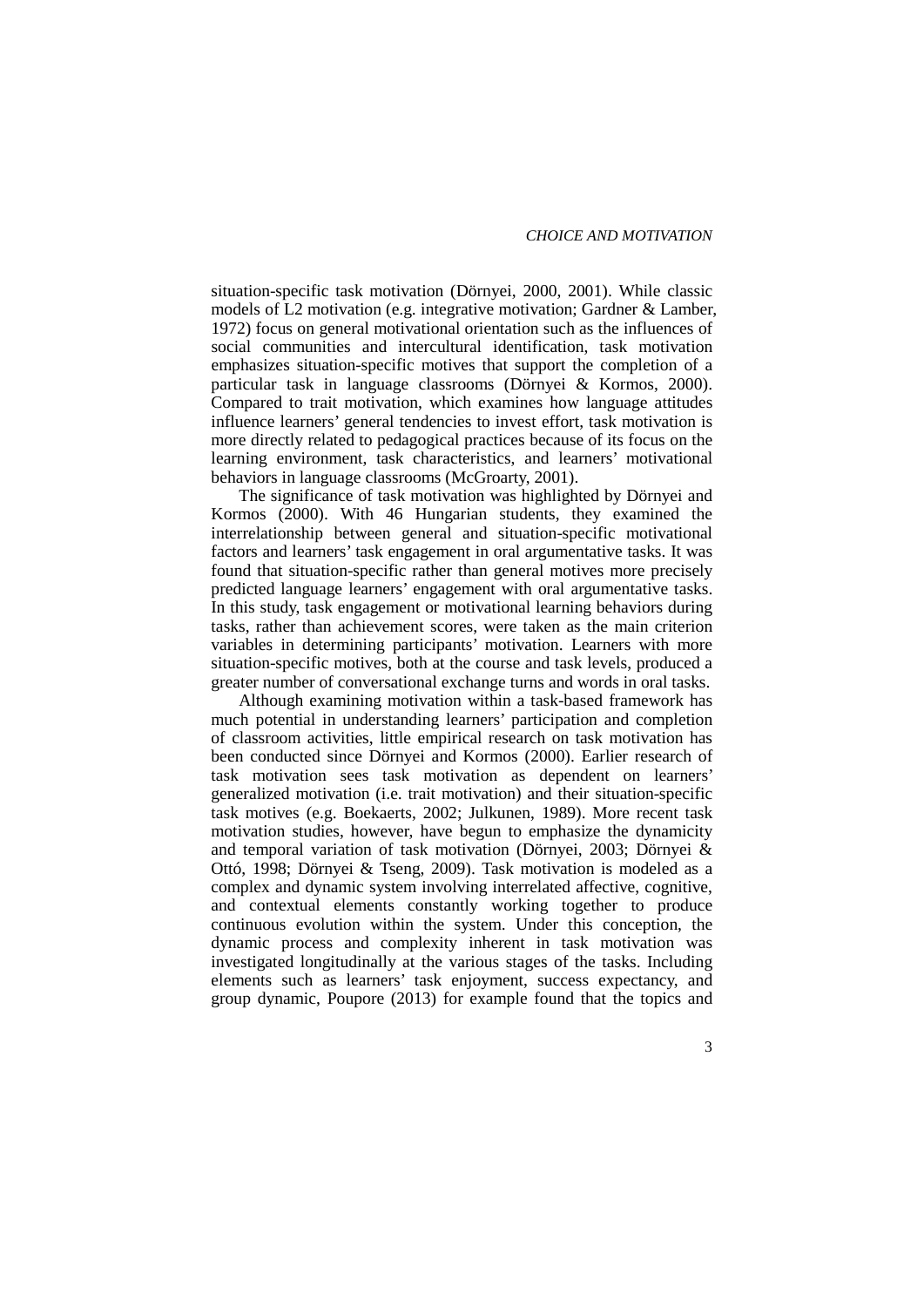situation-specific task motivation (Dörnyei, 2000, 2001). While classic models of L2 motivation (e.g. integrative motivation; Gardner & Lamber, 1972) focus on general motivational orientation such as the influences of social communities and intercultural identification, task motivation emphasizes situation-specific motives that support the completion of a particular task in language classrooms (Dörnyei & Kormos, 2000). Compared to trait motivation, which examines how language attitudes influence learners' general tendencies to invest effort, task motivation is more directly related to pedagogical practices because of its focus on the learning environment, task characteristics, and learners' motivational behaviors in language classrooms (McGroarty, 2001).

The significance of task motivation was highlighted by Dörnyei and Kormos (2000). With 46 Hungarian students, they examined the interrelationship between general and situation-specific motivational factors and learners' task engagement in oral argumentative tasks. It was found that situation-specific rather than general motives more precisely predicted language learners' engagement with oral argumentative tasks. In this study, task engagement or motivational learning behaviors during tasks, rather than achievement scores, were taken as the main criterion variables in determining participants' motivation. Learners with more situation-specific motives, both at the course and task levels, produced a greater number of conversational exchange turns and words in oral tasks.

Although examining motivation within a task-based framework has much potential in understanding learners' participation and completion of classroom activities, little empirical research on task motivation has been conducted since Dörnyei and Kormos (2000). Earlier research of task motivation sees task motivation as dependent on learners' generalized motivation (i.e. trait motivation) and their situation-specific task motives (e.g. Boekaerts, 2002; Julkunen, 1989). More recent task motivation studies, however, have begun to emphasize the dynamicity and temporal variation of task motivation (Dörnyei, 2003; Dörnyei & Ottó, 1998; Dörnyei & Tseng, 2009). Task motivation is modeled as a complex and dynamic system involving interrelated affective, cognitive, and contextual elements constantly working together to produce continuous evolution within the system. Under this conception, the dynamic process and complexity inherent in task motivation was investigated longitudinally at the various stages of the tasks. Including elements such as learners' task enjoyment, success expectancy, and group dynamic, Poupore (2013) for example found that the topics and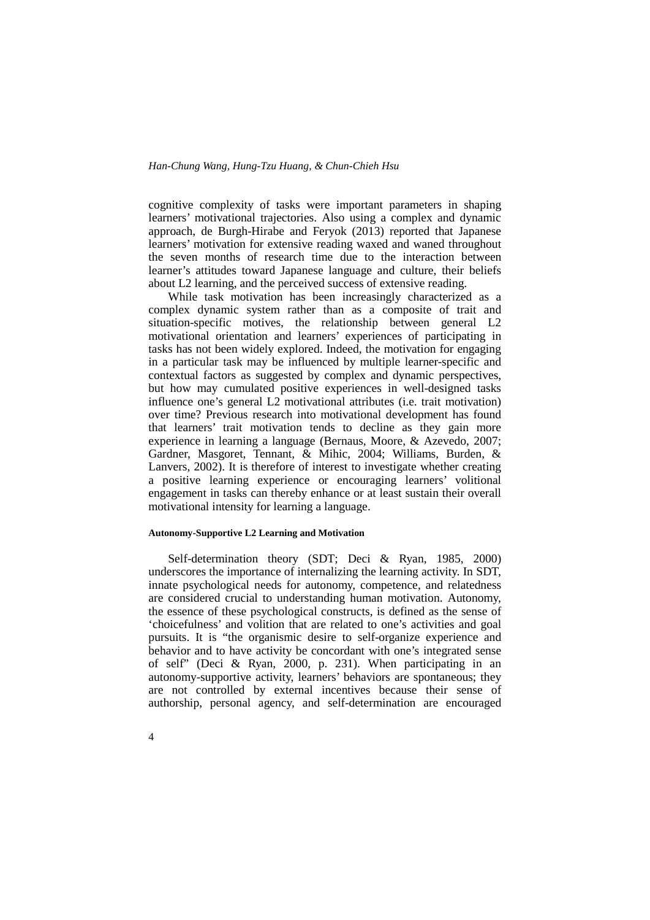cognitive complexity of tasks were important parameters in shaping learners' motivational trajectories. Also using a complex and dynamic approach, de Burgh-Hirabe and Feryok (2013) reported that Japanese learners' motivation for extensive reading waxed and waned throughout the seven months of research time due to the interaction between learner's attitudes toward Japanese language and culture, their beliefs about L2 learning, and the perceived success of extensive reading.

While task motivation has been increasingly characterized as a complex dynamic system rather than as a composite of trait and situation-specific motives, the relationship between general L2 motivational orientation and learners' experiences of participating in tasks has not been widely explored. Indeed, the motivation for engaging in a particular task may be influenced by multiple learner-specific and contextual factors as suggested by complex and dynamic perspectives, but how may cumulated positive experiences in well-designed tasks influence one's general L2 motivational attributes (i.e. trait motivation) over time? Previous research into motivational development has found that learners' trait motivation tends to decline as they gain more experience in learning a language (Bernaus, Moore, & Azevedo, 2007; Gardner, Masgoret, Tennant, & Mihic, 2004; Williams, Burden, & Lanvers, 2002). It is therefore of interest to investigate whether creating a positive learning experience or encouraging learners' volitional engagement in tasks can thereby enhance or at least sustain their overall motivational intensity for learning a language.

#### Autonomy-Supportive L2 Learning and Motivation

Self-determination theory (SDT; Deci & Ryan, 1985, 2000) underscores the importance of internalizing the learning activity. In SDT, innate psychological needs for autonomy, competence, and relatedness are considered crucial to understanding human motivation. Autonomy, the essence of these psychological constructs, is defined as the sense of 'choicefulness' and volition that are related to one's activities and goal pursuits. It is "the organismic desire to self-organize experience and behavior and to have activity be concordant with one's integrated sense of self" (Deci & Ryan, 2000, p. 231). When participating in an autonomy-supportive activity, learners' behaviors are spontaneous; they are not controlled by external incentives because their sense of authorship, personal agency, and self-determination are encouraged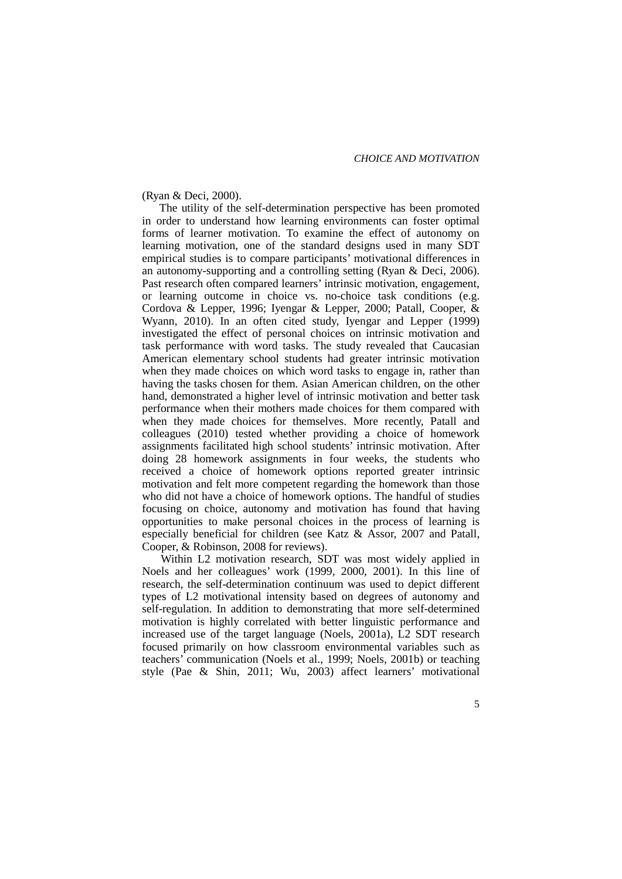(Ryan & Deci, 2000).

The utility of the self-determination perspective has been promoted in order to understand how learning environments can foster optimal forms of learner motivation. To examine the effect of autonomy on learning motivation, one of the standard designs used in many SDT empirical studies is to compare participants' motivational differences in an autonomy-supporting and a controlling setting (Ryan & Deci, 2006). Past research often compared learners' intrinsic motivation, engagement, or learning outcome in choice vs. no-choice task conditions (e.g. Cordova & Lepper, 1996; Iyengar & Lepper, 2000; Patall, Cooper, & Wyann, 2010). In an often cited study, Iyengar and Lepper (1999) investigated the effect of personal choices on intrinsic motivation and task performance with word tasks. The study revealed that Caucasian American elementary school students had greater intrinsic motivation when they made choices on which word tasks to engage in, rather than having the tasks chosen for them. Asian American children, on the other hand, demonstrated a higher level of intrinsic motivation and better task performance when their mothers made choices for them compared with when they made choices for themselves. More recently, Patall and colleagues (2010) tested whether providing a choice of homework assignments facilitated high school students' intrinsic motivation. After doing 28 homework assignments in four weeks, the students who received a choice of homework options reported greater intrinsic motivation and felt more competent regarding the homework than those who did not have a choice of homework options. The handful of studies focusing on choice, autonomy and motivation has found that having opportunities to make personal choices in the process of learning is especially beneficial for children (see Katz & Assor, 2007 and Patall, Cooper, & Robinson, 2008 for reviews).

Within L2 motivation research, SDT was most widely applied in Noels and her colleagues' work (1999, 2000, 2001). In this line of research, the self-determination continuum was used to depict different types of L2 motivational intensity based on degrees of autonomy and self-regulation. In addition to demonstrating that more self-determined motivation is highly correlated with better linguistic performance and increased use of the target language (Noels, 2001a), L2 SDT research focused primarily on how classroom environmental variables such as teachers' communication (Noels et al., 1999; Noels, 2001b) or teaching style (Pae & Shin, 2011; Wu, 2003) affect learners' motivational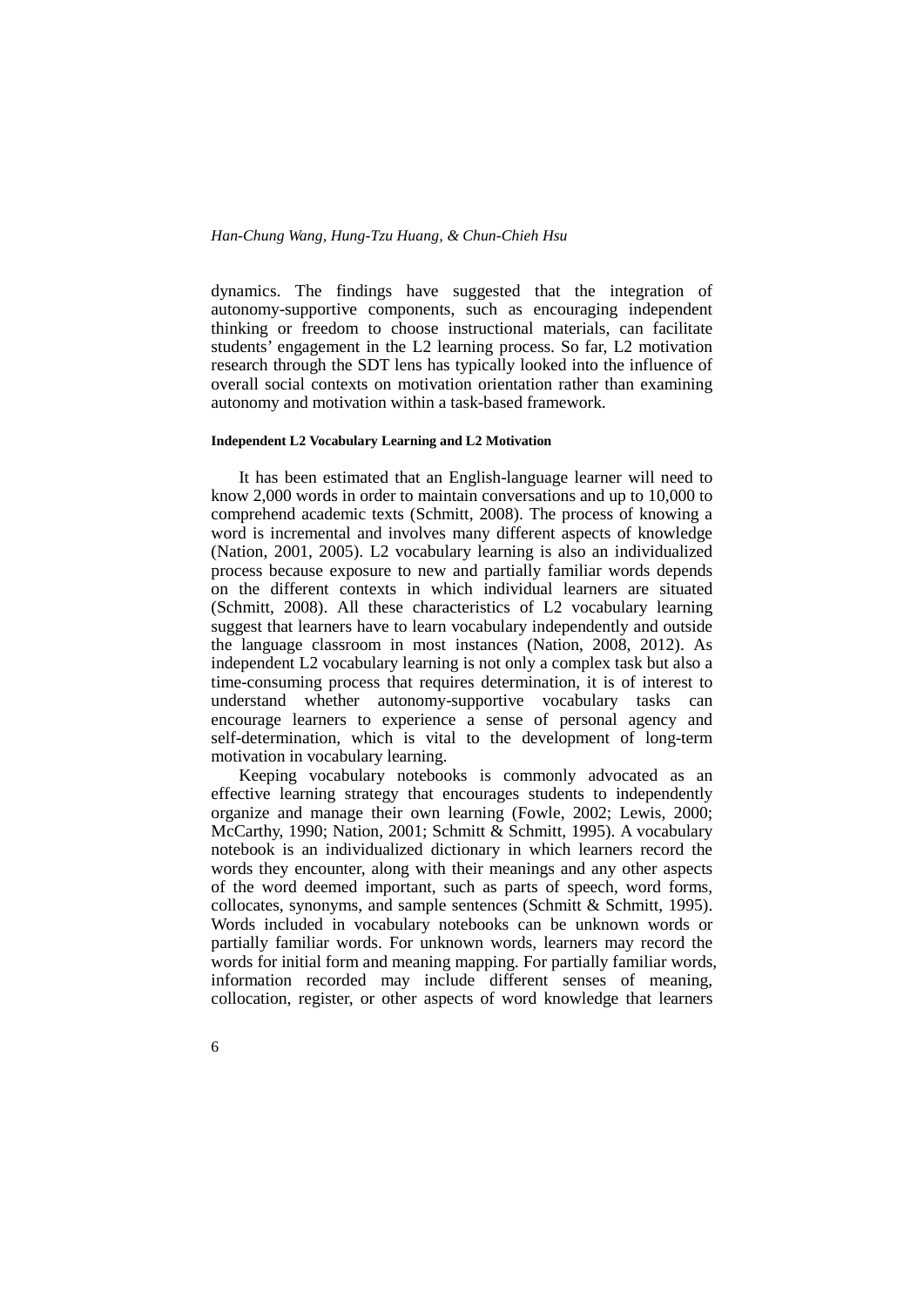dynamics. The findings have suggested that the integration of autonomy-supportive components, such as encouraging independent thinking or freedom to choose instructional materials, can facilitate students' engagement in the L2 learning process. So far, L2 motivation research through the SDT lens has typically looked into the influence of overall social contexts on motivation orientation rather than examining autonomy and motivation within a task-based framework.

#### Independent L2 Vocabulary Learning and L2 Motivation

It has been estimated that an English-language learner will need to know 2,000 words in order to maintain conversations and up to 10,000 to comprehend academic texts (Schmitt, 2008). The process of knowing a word is incremental and involves many different aspects of knowledge (Nation, 2001, 2005). L2 vocabulary learning is also an individualized process because exposure to new and partially familiar words depends on the different contexts in which individual learners are situated (Schmitt, 2008). All these characteristics of L2 vocabulary learning suggest that learners have to learn vocabulary independently and outside the language classroom in most instances (Nation, 2008, 2012). As independent L2 vocabulary learning is not only a complex task but also a time-consuming process that requires determination, it is of interest to understand whether autonomy-supportive vocabulary tasks can encourage learners to experience a sense of personal agency and self-determination, which is vital to the development of long-term motivation in vocabulary learning.

Keeping vocabulary notebooks is commonly advocated as an effective learning strategy that encourages students to independently organize and manage their own learning (Fowle, 2002; Lewis, 2000; McCarthy, 1990; Nation, 2001; Schmitt & Schmitt, 1995). A vocabulary notebook is an individualized dictionary in which learners record the words they encounter, along with their meanings and any other aspects of the word deemed important, such as parts of speech, word forms, collocates, synonyms, and sample sentences (Schmitt & Schmitt, 1995). Words included in vocabulary notebooks can be unknown words or partially familiar words. For unknown words, learners may record the words for initial form and meaning mapping. For partially familiar words, information recorded may include different senses of meaning, collocation, register, or other aspects of word knowledge that learners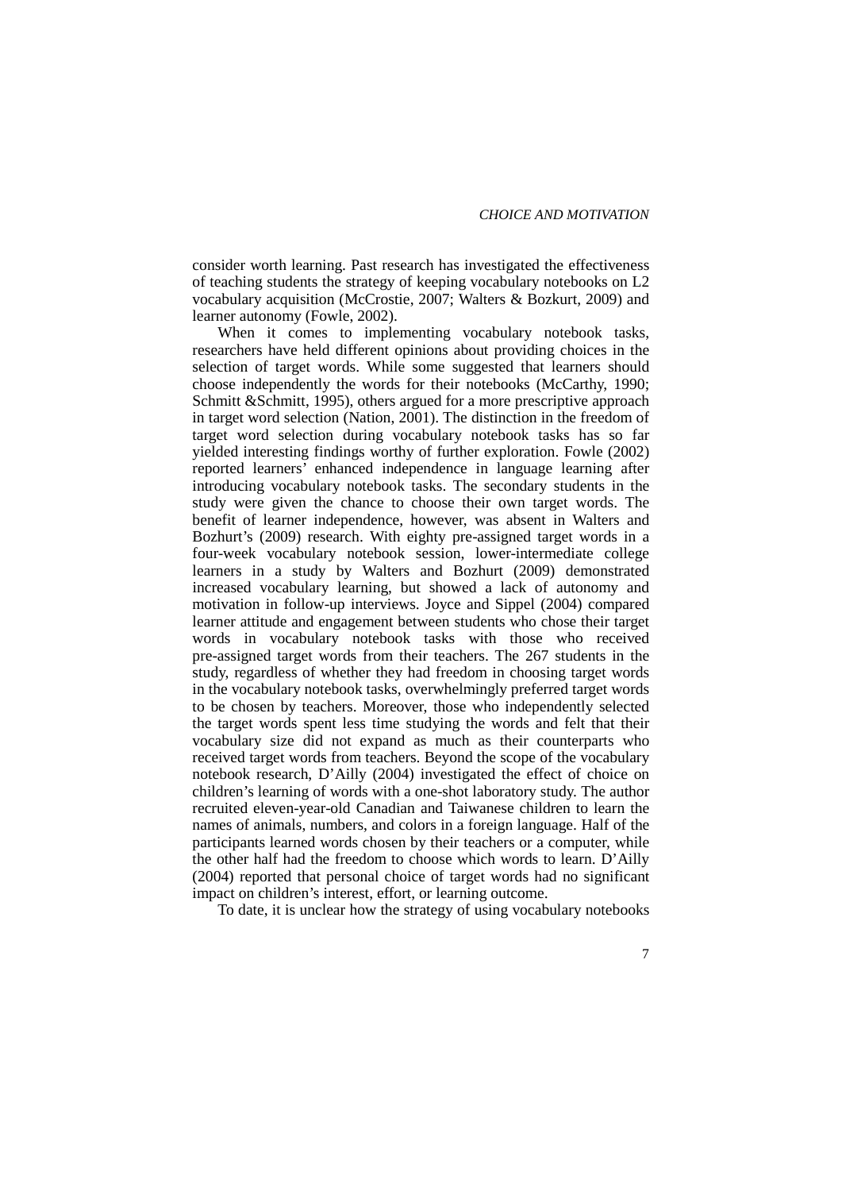consider worth learning. Past research has investigated the effectiveness of teaching students the strategy of keeping vocabulary notebooks on L2 vocabulary acquisition (McCrostie, 2007; Walters & Bozkurt, 2009) and learner autonomy (Fowle, 2002).

When it comes to implementing vocabulary notebook tasks, researchers have held different opinions about providing choices in the selection of target words. While some suggested that learners should choose independently the words for their notebooks (McCarthy, 1990; Schmitt &Schmitt, 1995), others argued for a more prescriptive approach in target word selection (Nation, 2001). The distinction in the freedom of target word selection during vocabulary notebook tasks has so far yielded interesting findings worthy of further exploration. Fowle (2002) reported learners' enhanced independence in language learning after introducing vocabulary notebook tasks. The secondary students in the study were given the chance to choose their own target words. The benefit of learner independence, however, was absent in Walters and Bozhurt's (2009) research. With eighty pre-assigned target words in a four-week vocabulary notebook session, lower-intermediate college learners in a study by Walters and Bozhurt (2009) demonstrated increased vocabulary learning, but showed a lack of autonomy and motivation in follow-up interviews. Joyce and Sippel (2004) compared learner attitude and engagement between students who chose their target words in vocabulary notebook tasks with those who received pre-assigned target words from their teachers. The 267 students in the study, regardless of whether they had freedom in choosing target words in the vocabulary notebook tasks, overwhelmingly preferred target words to be chosen by teachers. Moreover, those who independently selected the target words spent less time studying the words and felt that their vocabulary size did not expand as much as their counterparts who received target words from teachers. Beyond the scope of the vocabulary notebook research, D'Ailly (2004) investigated the effect of choice on children's learning of words with a one-shot laboratory study. The author recruited eleven-year-old Canadian and Taiwanese children to learn the names of animals, numbers, and colors in a foreign language. Half of the participants learned words chosen by their teachers or a computer, while the other half had the freedom to choose which words to learn. D'Ailly (2004) reported that personal choice of target words had no significant impact on children's interest, effort, or learning outcome.

To date, it is unclear how the strategy of using vocabulary notebooks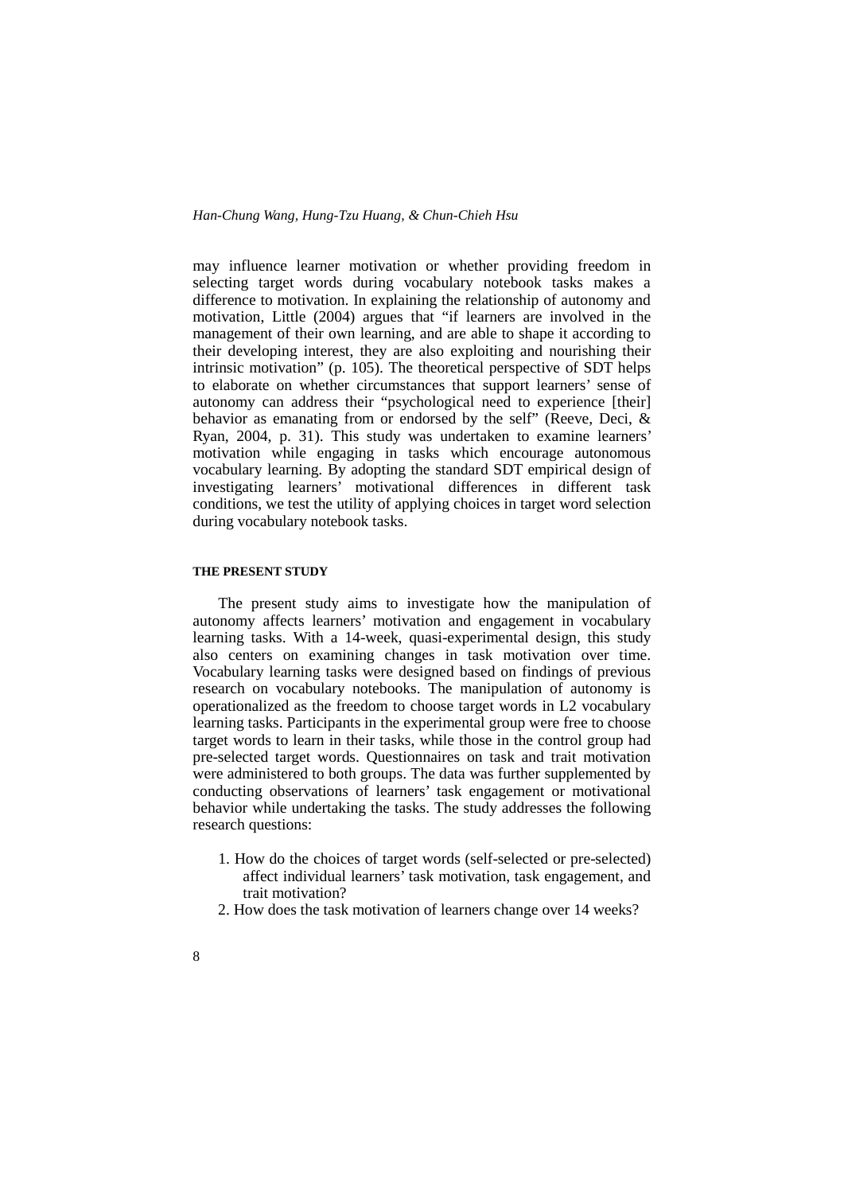may influence learner motivation or whether providing freedom in selecting target words during vocabulary notebook tasks makes a difference to motivation. In explaining the relationship of autonomy and motivation, Little (2004) argues that "if learners are involved in the management of their own learning, and are able to shape it according to their developing interest, they are also exploiting and nourishing their intrinsic motivation" (p. 105). The theoretical perspective of SDT helps to elaborate on whether circumstances that support learners' sense of autonomy can address their "psychological need to experience [their] behavior as emanating from or endorsed by the self" (Reeve, Deci, & Ryan, 2004, p. 31). This study was undertaken to examine learners' motivation while engaging in tasks which encourage autonomous vocabulary learning. By adopting the standard SDT empirical design of investigating learners' motivational differences in different task conditions, we test the utility of applying choices in target word selection during vocabulary notebook tasks.

## THE PRESENT STUDY

The present study aims to investigate how the manipulation of autonomy affects learners' motivation and engagement in vocabulary learning tasks. With a 14-week, quasi-experimental design, this study also centers on examining changes in task motivation over time. Vocabulary learning tasks were designed based on findings of previous research on vocabulary notebooks. The manipulation of autonomy is operationalized as the freedom to choose target words in L2 vocabulary learning tasks. Participants in the experimental group were free to choose target words to learn in their tasks, while those in the control group had pre-selected target words. Questionnaires on task and trait motivation were administered to both groups. The data was further supplemented by conducting observations of learners' task engagement or motivational behavior while undertaking the tasks. The study addresses the following research questions:

1. How do the choices of target words (self-selected or pre-selected) affect individual learners' task motivation, task engagement, and trait motivation?
2. How does the task motivation of learners change over 14 weeks?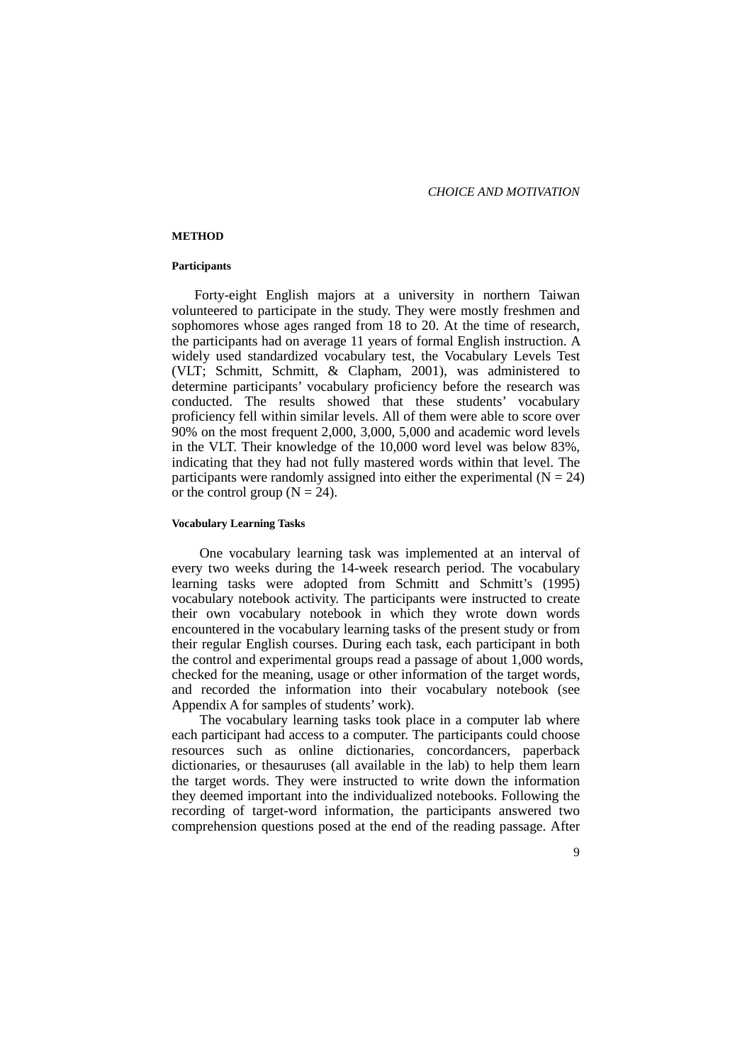## METHOD

### Participants

Forty-eight English majors at a university in northern Taiwan volunteered to participate in the study. They were mostly freshmen and sophomores whose ages ranged from 18 to 20. At the time of research, the participants had on average 11 years of formal English instruction. A widely used standardized vocabulary test, the Vocabulary Levels Test (VLT; Schmitt, Schmitt, & Clapham, 2001), was administered to determine participants' vocabulary proficiency before the research was conducted. The results showed that these students' vocabulary proficiency fell within similar levels. All of them were able to score over 90% on the most frequent 2,000, 3,000, 5,000 and academic word levels in the VLT. Their knowledge of the 10,000 word level was below 83%, indicating that they had not fully mastered words within that level. The participants were randomly assigned into either the experimental ($N = 24$) or the control group ($N = 24$).

### Vocabulary Learning Tasks

One vocabulary learning task was implemented at an interval of every two weeks during the 14-week research period. The vocabulary learning tasks were adopted from Schmitt and Schmitt's (1995) vocabulary notebook activity. The participants were instructed to create their own vocabulary notebook in which they wrote down words encountered in the vocabulary learning tasks of the present study or from their regular English courses. During each task, each participant in both the control and experimental groups read a passage of about 1,000 words, checked for the meaning, usage or other information of the target words, and recorded the information into their vocabulary notebook (see Appendix A for samples of students' work).

The vocabulary learning tasks took place in a computer lab where each participant had access to a computer. The participants could choose resources such as online dictionaries, concordancers, paperback dictionaries, or thesauruses (all available in the lab) to help them learn the target words. They were instructed to write down the information they deemed important into the individualized notebooks. Following the recording of target-word information, the participants answered two comprehension questions posed at the end of the reading passage. After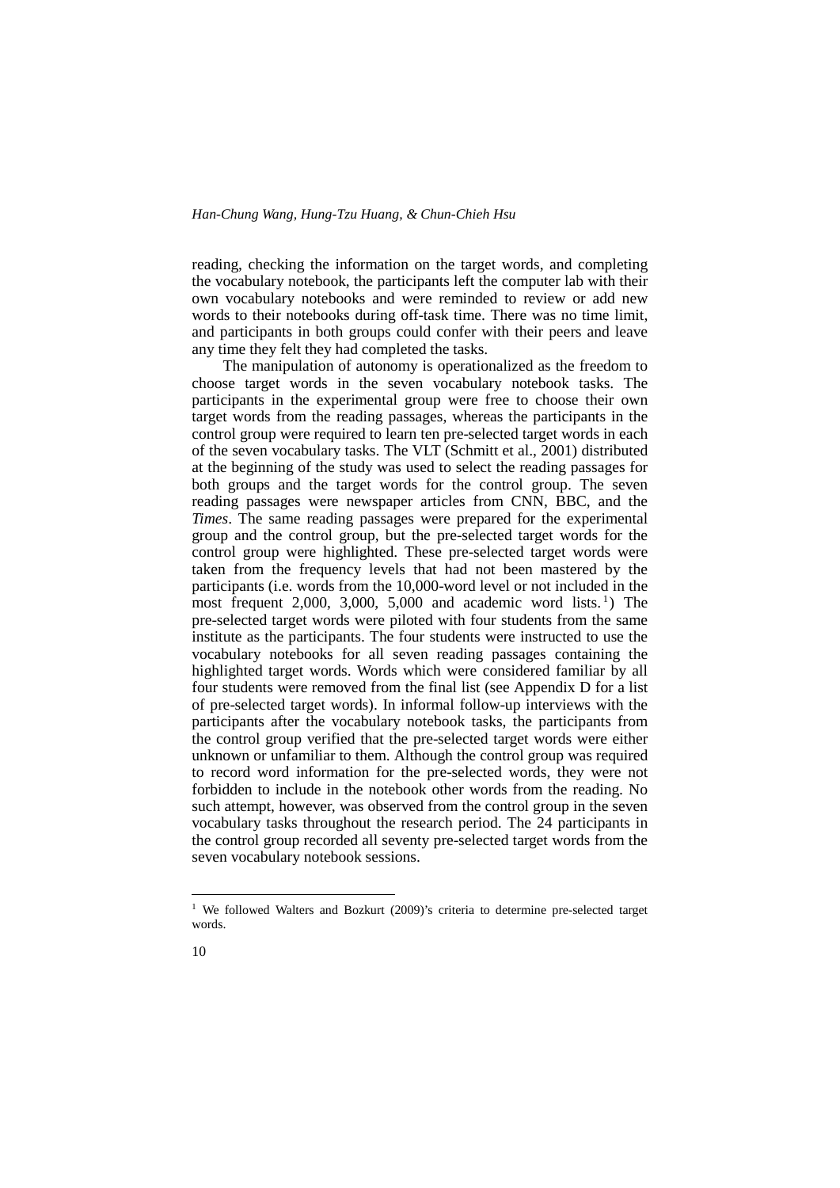reading, checking the information on the target words, and completing the vocabulary notebook, the participants left the computer lab with their own vocabulary notebooks and were reminded to review or add new words to their notebooks during off-task time. There was no time limit, and participants in both groups could confer with their peers and leave any time they felt they had completed the tasks.

The manipulation of autonomy is operationalized as the freedom to choose target words in the seven vocabulary notebook tasks. The participants in the experimental group were free to choose their own target words from the reading passages, whereas the participants in the control group were required to learn ten pre-selected target words in each of the seven vocabulary tasks. The VLT (Schmitt et al., 2001) distributed at the beginning of the study was used to select the reading passages for both groups and the target words for the control group. The seven reading passages were newspaper articles from CNN, BBC, and the *Times*. The same reading passages were prepared for the experimental group and the control group, but the pre-selected target words for the control group were highlighted. These pre-selected target words were taken from the frequency levels that had not been mastered by the participants (i.e. words from the 10,000-word level or not included in the most frequent 2,000, 3,000, 5,000 and academic word lists.[1]) The pre-selected target words were piloted with four students from the same institute as the participants. The four students were instructed to use the vocabulary notebooks for all seven reading passages containing the highlighted target words. Words which were considered familiar by all four students were removed from the final list (see Appendix D for a list of pre-selected target words). In informal follow-up interviews with the participants after the vocabulary notebook tasks, the participants from the control group verified that the pre-selected target words were either unknown or unfamiliar to them. Although the control group was required to record word information for the pre-selected words, they were not forbidden to include in the notebook other words from the reading. No such attempt, however, was observed from the control group in the seven vocabulary tasks throughout the research period. The 24 participants in the control group recorded all seventy pre-selected target words from the seven vocabulary notebook sessions.

[1] We followed Walters and Bozkurt (2009)'s criteria to determine pre-selected target words.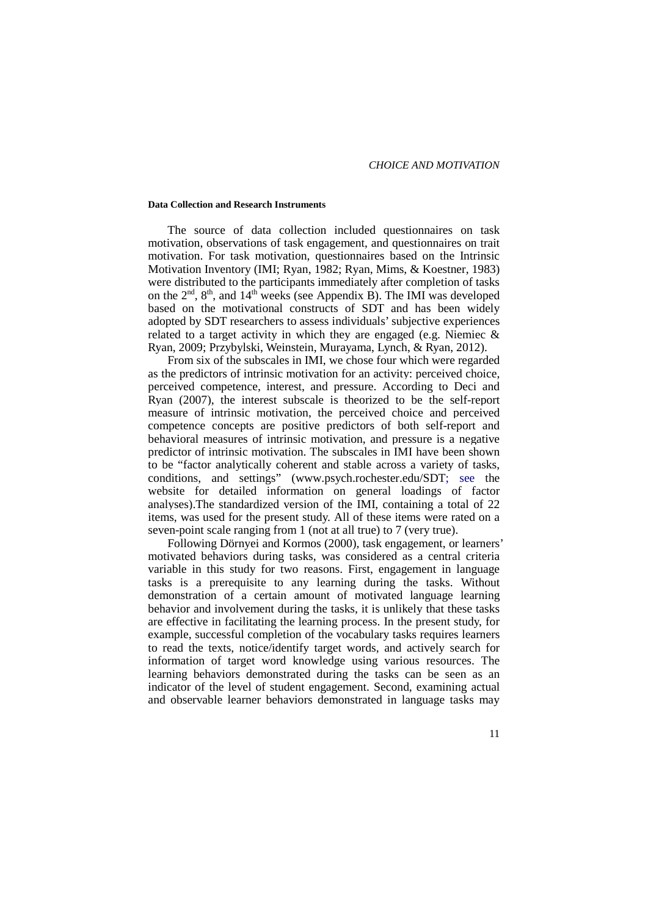#### Data Collection and Research Instruments

The source of data collection included questionnaires on task motivation, observations of task engagement, and questionnaires on trait motivation. For task motivation, questionnaires based on the Intrinsic Motivation Inventory (IMI; Ryan, 1982; Ryan, Mims, & Koestner, 1983) were distributed to the participants immediately after completion of tasks on the 2nd, 8th, and 14th weeks (see Appendix B). The IMI was developed based on the motivational constructs of SDT and has been widely adopted by SDT researchers to assess individuals' subjective experiences related to a target activity in which they are engaged (e.g. Niemiec & Ryan, 2009; Przybylski, Weinstein, Murayama, Lynch, & Ryan, 2012).

From six of the subscales in IMI, we chose four which were regarded as the predictors of intrinsic motivation for an activity: perceived choice, perceived competence, interest, and pressure. According to Deci and Ryan (2007), the interest subscale is theorized to be the self-report measure of intrinsic motivation, the perceived choice and perceived competence concepts are positive predictors of both self-report and behavioral measures of intrinsic motivation, and pressure is a negative predictor of intrinsic motivation. The subscales in IMI have been shown to be "factor analytically coherent and stable across a variety of tasks, conditions, and settings" (www.psych.rochester.edu/SDT; see the website for detailed information on general loadings of factor analyses).The standardized version of the IMI, containing a total of 22 items, was used for the present study. All of these items were rated on a seven-point scale ranging from 1 (not at all true) to 7 (very true).

Following Dörnyei and Kormos (2000), task engagement, or learners' motivated behaviors during tasks, was considered as a central criteria variable in this study for two reasons. First, engagement in language tasks is a prerequisite to any learning during the tasks. Without demonstration of a certain amount of motivated language learning behavior and involvement during the tasks, it is unlikely that these tasks are effective in facilitating the learning process. In the present study, for example, successful completion of the vocabulary tasks requires learners to read the texts, notice/identify target words, and actively search for information of target word knowledge using various resources. The learning behaviors demonstrated during the tasks can be seen as an indicator of the level of student engagement. Second, examining actual and observable learner behaviors demonstrated in language tasks may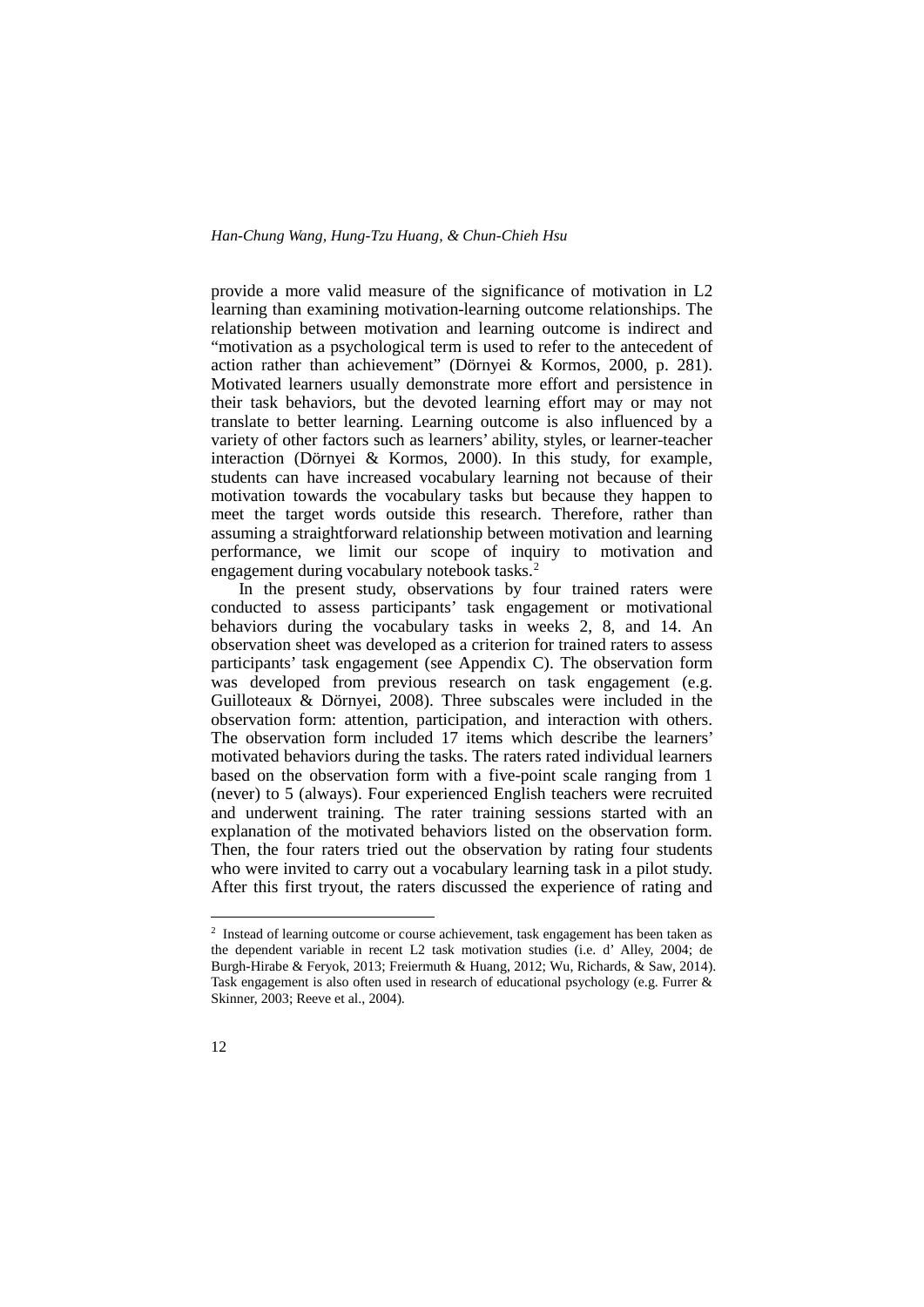provide a more valid measure of the significance of motivation in L2 learning than examining motivation-learning outcome relationships. The relationship between motivation and learning outcome is indirect and "motivation as a psychological term is used to refer to the antecedent of action rather than achievement" (Dörnyei & Kormos, 2000, p. 281). Motivated learners usually demonstrate more effort and persistence in their task behaviors, but the devoted learning effort may or may not translate to better learning. Learning outcome is also influenced by a variety of other factors such as learners' ability, styles, or learner-teacher interaction (Dörnyei & Kormos, 2000). In this study, for example, students can have increased vocabulary learning not because of their motivation towards the vocabulary tasks but because they happen to meet the target words outside this research. Therefore, rather than assuming a straightforward relationship between motivation and learning performance, we limit our scope of inquiry to motivation and engagement during vocabulary notebook tasks.[2]

In the present study, observations by four trained raters were conducted to assess participants' task engagement or motivational behaviors during the vocabulary tasks in weeks 2, 8, and 14. An observation sheet was developed as a criterion for trained raters to assess participants' task engagement (see Appendix C). The observation form was developed from previous research on task engagement (e.g. Guilloteaux & Dörnyei, 2008). Three subscales were included in the observation form: attention, participation, and interaction with others. The observation form included 17 items which describe the learners' motivated behaviors during the tasks. The raters rated individual learners based on the observation form with a five-point scale ranging from 1 (never) to 5 (always). Four experienced English teachers were recruited and underwent training. The rater training sessions started with an explanation of the motivated behaviors listed on the observation form. Then, the four raters tried out the observation by rating four students who were invited to carry out a vocabulary learning task in a pilot study. After this first tryout, the raters discussed the experience of rating and

[2] Instead of learning outcome or course achievement, task engagement has been taken as the dependent variable in recent L2 task motivation studies (i.e. d' Alley, 2004; de Burgh-Hirabe & Feryok, 2013; Freiermuth & Huang, 2012; Wu, Richards, & Saw, 2014). Task engagement is also often used in research of educational psychology (e.g. Furrer & Skinner, 2003; Reeve et al., 2004).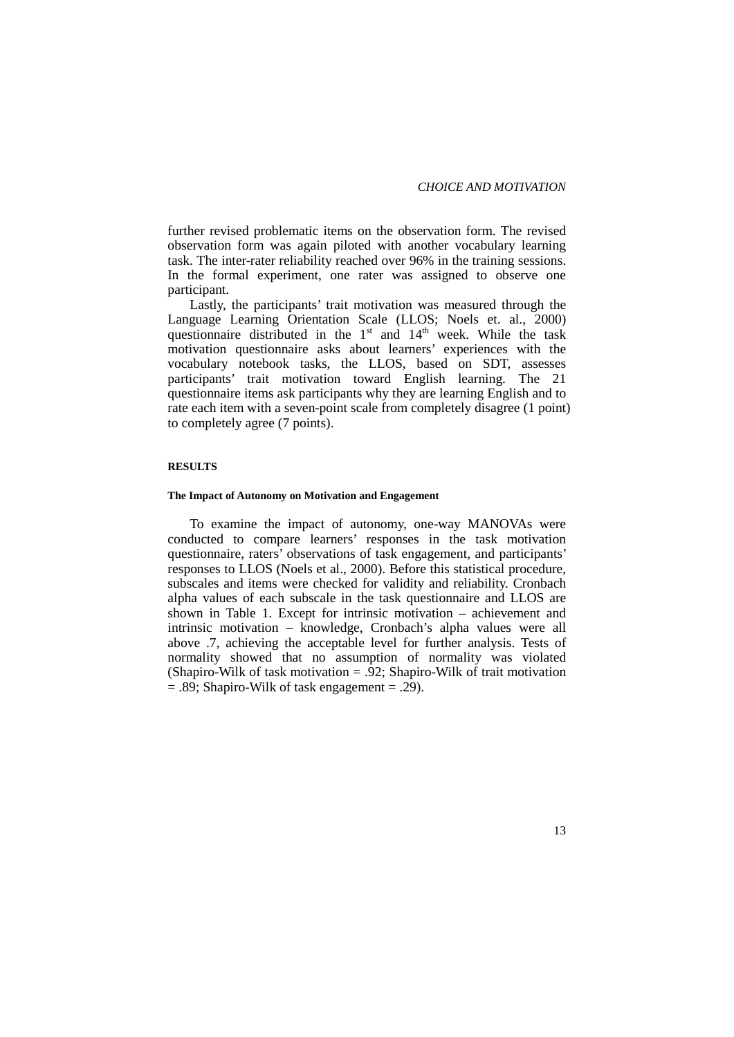further revised problematic items on the observation form. The revised observation form was again piloted with another vocabulary learning task. The inter-rater reliability reached over 96% in the training sessions. In the formal experiment, one rater was assigned to observe one participant.

Lastly, the participants' trait motivation was measured through the Language Learning Orientation Scale (LLOS; Noels et. al., 2000) questionnaire distributed in the 1st and 14th week. While the task motivation questionnaire asks about learners' experiences with the vocabulary notebook tasks, the LLOS, based on SDT, assesses participants' trait motivation toward English learning. The 21 questionnaire items ask participants why they are learning English and to rate each item with a seven-point scale from completely disagree (1 point) to completely agree (7 points).

## RESULTS

### The Impact of Autonomy on Motivation and Engagement

To examine the impact of autonomy, one-way MANOVAs were conducted to compare learners' responses in the task motivation questionnaire, raters' observations of task engagement, and participants' responses to LLOS (Noels et al., 2000). Before this statistical procedure, subscales and items were checked for validity and reliability. Cronbach alpha values of each subscale in the task questionnaire and LLOS are shown in Table 1. Except for intrinsic motivation – achievement and intrinsic motivation – knowledge, Cronbach's alpha values were all above .7, achieving the acceptable level for further analysis. Tests of normality showed that no assumption of normality was violated (Shapiro-Wilk of task motivation = .92; Shapiro-Wilk of trait motivation = .89; Shapiro-Wilk of task engagement = .29).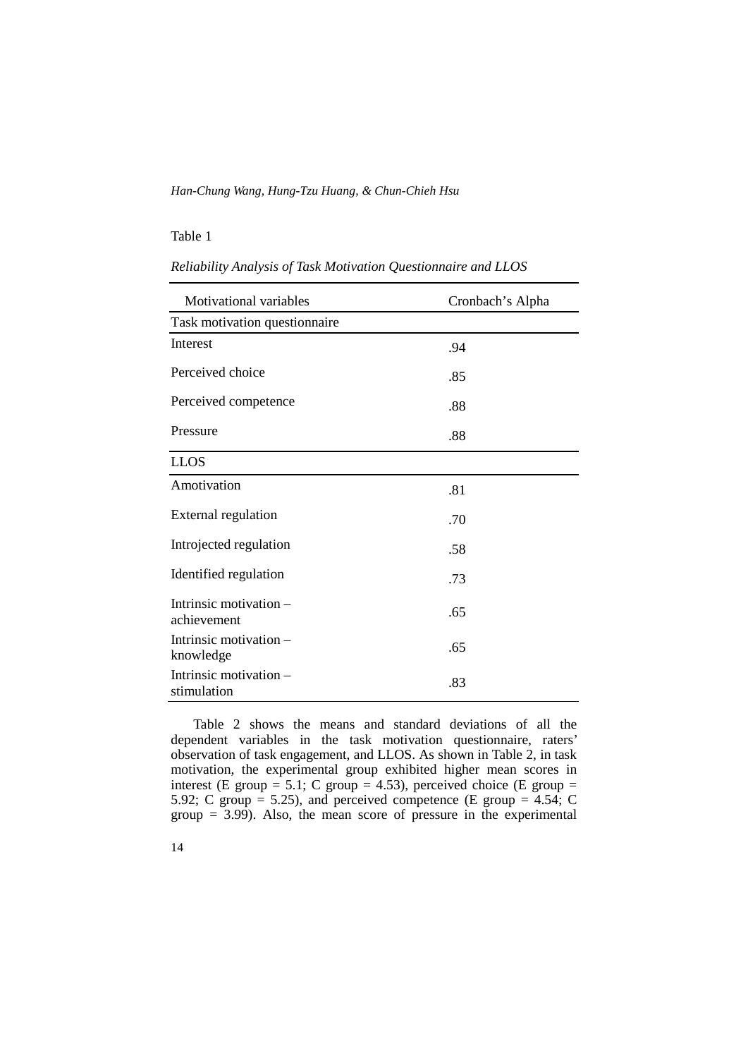Table 1

*Reliability Analysis of Task Motivation Questionnaire and LLOS*

| Motivational variables | Cronbach's Alpha |
|---|---|
| Task motivation questionnaire | |
| Interest | .94 |
| Perceived choice | .85 |
| Perceived competence | .88 |
| Pressure | .88 |
| LLOS | |
| Amotivation | .81 |
| External regulation | .70 |
| Introjected regulation | .58 |
| Identified regulation | .73 |
| Intrinsic motivation – achievement | .65 |
| Intrinsic motivation – knowledge | .65 |
| Intrinsic motivation – stimulation | .83 |

Table 2 shows the means and standard deviations of all the dependent variables in the task motivation questionnaire, raters' observation of task engagement, and LLOS. As shown in Table 2, in task motivation, the experimental group exhibited higher mean scores in interest (E group = 5.1; C group = 4.53), perceived choice (E group = 5.92; C group = 5.25), and perceived competence (E group = 4.54; C group = 3.99). Also, the mean score of pressure in the experimental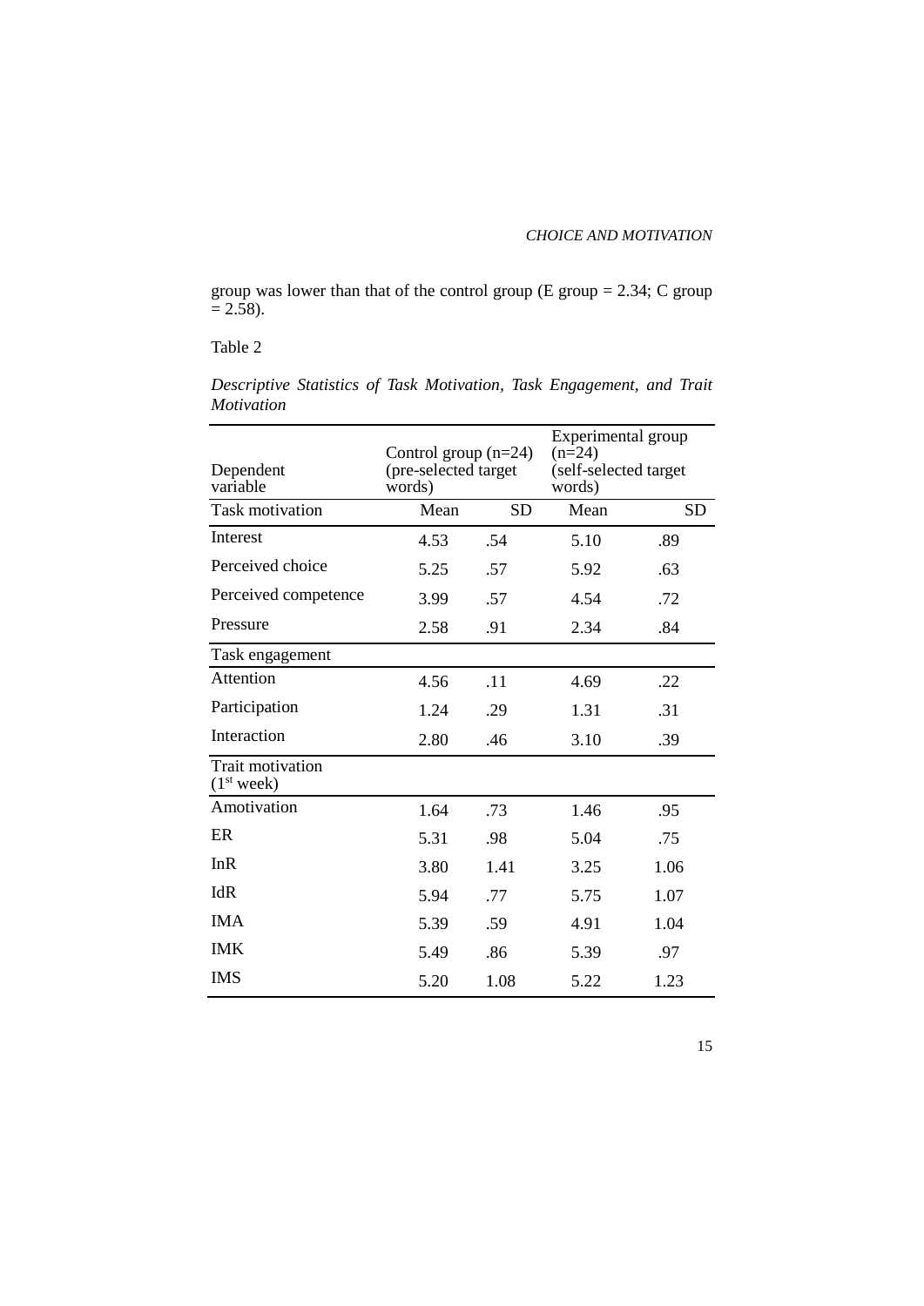group was lower than that of the control group (E group = 2.34; C group = 2.58).

Table 2

*Descriptive Statistics of Task Motivation, Task Engagement, and Trait Motivation*

| Dependent variable | Control group (n=24) (pre-selected target words) | | Experimental group (n=24) (self-selected target words) | |
|---|---|---|---|---|
| Task motivation | Mean | SD | Mean | SD |
| Interest | 4.53 | .54 | 5.10 | .89 |
| Perceived choice | 5.25 | .57 | 5.92 | .63 |
| Perceived competence | 3.99 | .57 | 4.54 | .72 |
| Pressure | 2.58 | .91 | 2.34 | .84 |
| Task engagement | | | | |
| Attention | 4.56 | .11 | 4.69 | .22 |
| Participation | 1.24 | .29 | 1.31 | .31 |
| Interaction | 2.80 | .46 | 3.10 | .39 |
| Trait motivation ($1^{st}$ week) | | | | |
| Amotivation | 1.64 | .73 | 1.46 | .95 |
| ER | 5.31 | .98 | 5.04 | .75 |
| InR | 3.80 | 1.41 | 3.25 | 1.06 |
| IdR | 5.94 | .77 | 5.75 | 1.07 |
| IMA | 5.39 | .59 | 4.91 | 1.04 |
| IMK | 5.49 | .86 | 5.39 | .97 |
| IMS | 5.20 | 1.08 | 5.22 | 1.23 |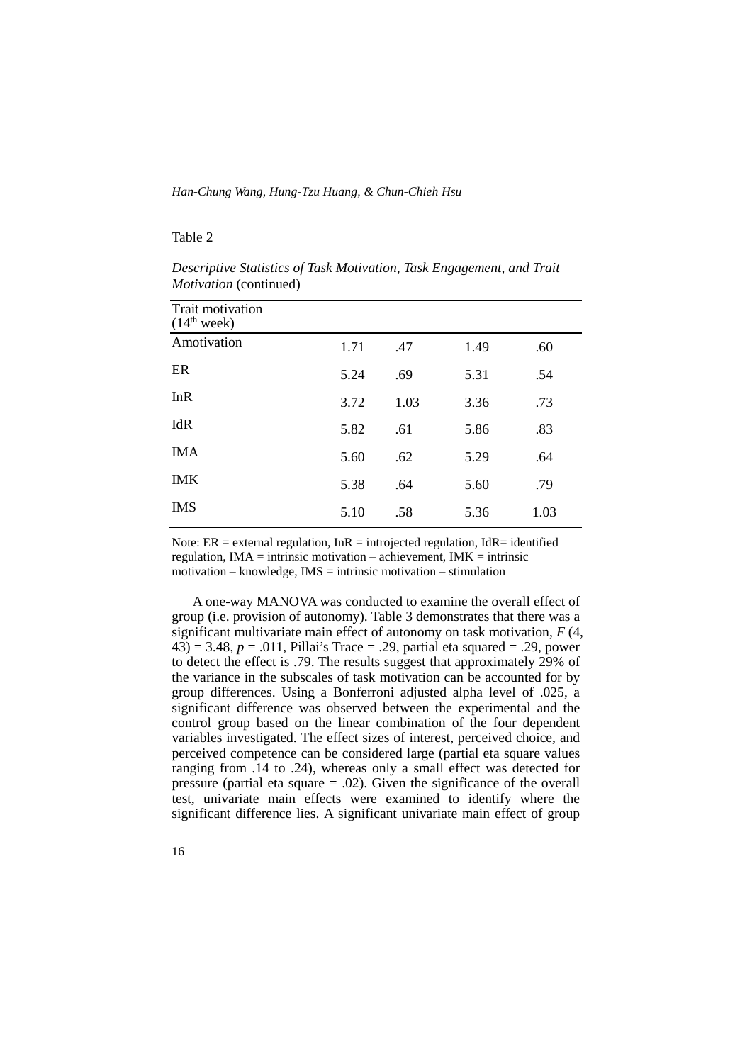Table 2

*Descriptive Statistics of Task Motivation, Task Engagement, and Trait Motivation* (continued)

| Trait motivation ($14^{th}$ week) | | | | |
|---|---|---|---|---|
| Amotivation | 1.71 | .47 | 1.49 | .60 |
| ER | 5.24 | .69 | 5.31 | .54 |
| InR | 3.72 | 1.03 | 3.36 | .73 |
| IdR | 5.82 | .61 | 5.86 | .83 |
| IMA | 5.60 | .62 | 5.29 | .64 |
| IMK | 5.38 | .64 | 5.60 | .79 |
| IMS | 5.10 | .58 | 5.36 | 1.03 |

Note: ER = external regulation, InR = introjected regulation, IdR= identified regulation, IMA = intrinsic motivation – achievement, IMK = intrinsic motivation – knowledge, IMS = intrinsic motivation – stimulation

A one-way MANOVA was conducted to examine the overall effect of group (i.e. provision of autonomy). Table 3 demonstrates that there was a significant multivariate main effect of autonomy on task motivation, $F$ (4, 43) = 3.48, $p$ = .011, Pillai's Trace = .29, partial eta squared = .29, power to detect the effect is .79. The results suggest that approximately 29% of the variance in the subscales of task motivation can be accounted for by group differences. Using a Bonferroni adjusted alpha level of .025, a significant difference was observed between the experimental and the control group based on the linear combination of the four dependent variables investigated. The effect sizes of interest, perceived choice, and perceived competence can be considered large (partial eta square values ranging from .14 to .24), whereas only a small effect was detected for pressure (partial eta square = .02). Given the significance of the overall test, univariate main effects were examined to identify where the significant difference lies. A significant univariate main effect of group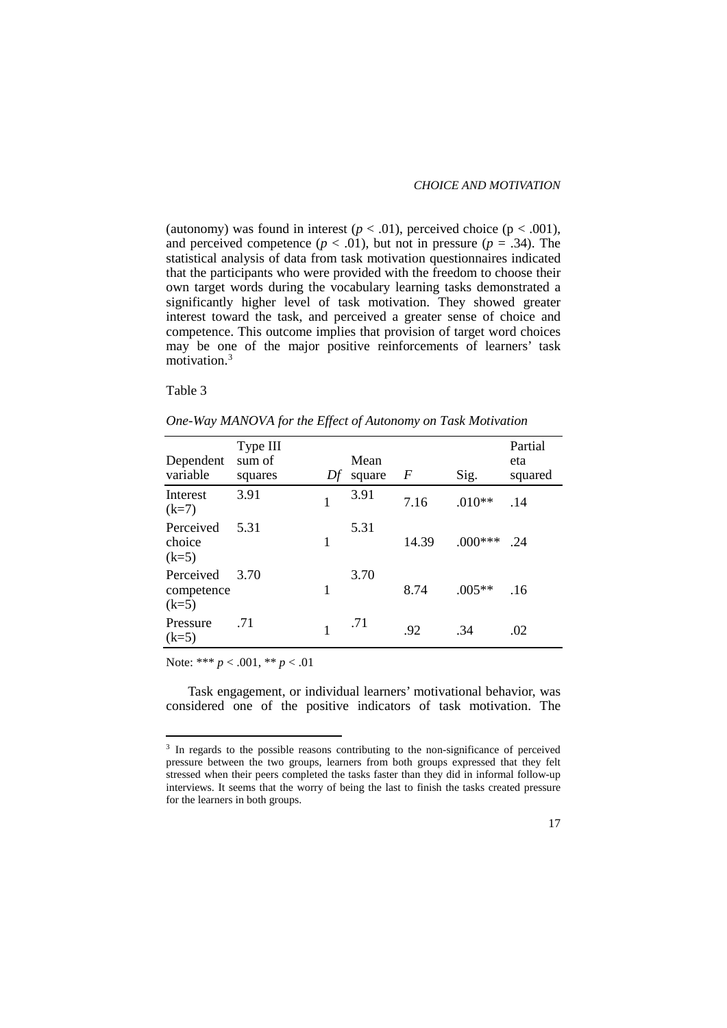(autonomy) was found in interest ($p < .01$), perceived choice ($p < .001$), and perceived competence ($p < .01$), but not in pressure ($p = .34$). The statistical analysis of data from task motivation questionnaires indicated that the participants who were provided with the freedom to choose their own target words during the vocabulary learning tasks demonstrated a significantly higher level of task motivation. They showed greater interest toward the task, and perceived a greater sense of choice and competence. This outcome implies that provision of target word choices may be one of the major positive reinforcements of learners' task motivation.[3]

Table 3

*One-Way MANOVA for the Effect of Autonomy on Task Motivation*

| Dependent variable | Type III sum of squares | *Df* | Mean square | *F* | Sig. | Partial eta squared |
|---|---|---|---|---|---|---|
| Interest (k=7) | 3.91 | 1 | 3.91 | 7.16 | .010** | .14 |
| Perceived choice (k=5) | 5.31 | 1 | 5.31 | 14.39 | .000*** | .24 |
| Perceived competence (k=5) | 3.70 | 1 | 3.70 | 8.74 | .005** | .16 |
| Pressure (k=5) | .71 | 1 | .71 | .92 | .34 | .02 |

Note: *** $p < .001$, ** $p < .01$

Task engagement, or individual learners' motivational behavior, was considered one of the positive indicators of task motivation. The

[3] In regards to the possible reasons contributing to the non-significance of perceived pressure between the two groups, learners from both groups expressed that they felt stressed when their peers completed the tasks faster than they did in informal follow-up interviews. It seems that the worry of being the last to finish the tasks created pressure for the learners in both groups.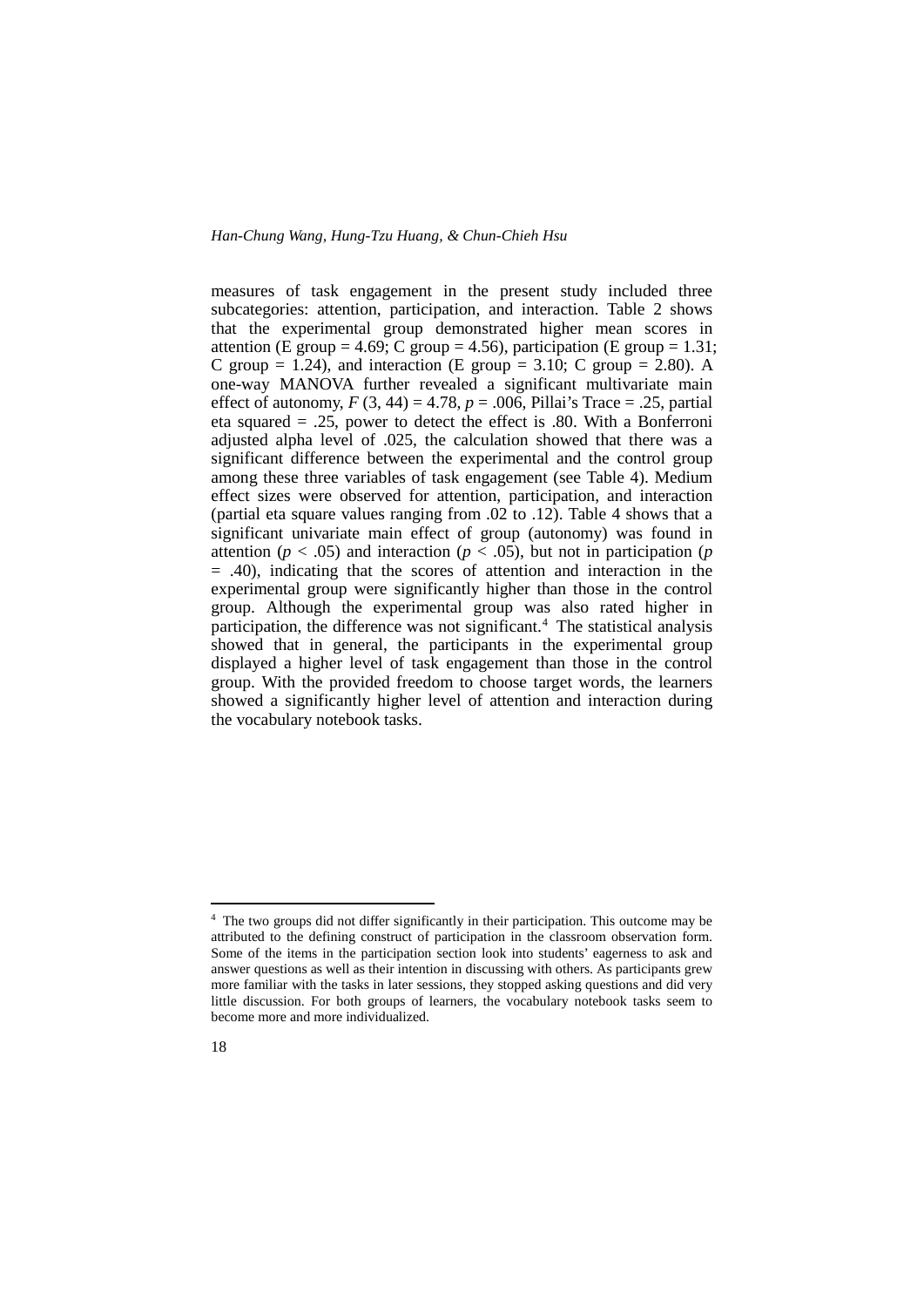measures of task engagement in the present study included three subcategories: attention, participation, and interaction. Table 2 shows that the experimental group demonstrated higher mean scores in attention (E group = 4.69; C group = 4.56), participation (E group = 1.31; C group = 1.24), and interaction (E group = 3.10; C group = 2.80). A one-way MANOVA further revealed a significant multivariate main effect of autonomy, $F$ (3, 44) = 4.78, $p$ = .006, Pillai's Trace = .25, partial eta squared = .25, power to detect the effect is .80. With a Bonferroni adjusted alpha level of .025, the calculation showed that there was a significant difference between the experimental and the control group among these three variables of task engagement (see Table 4). Medium effect sizes were observed for attention, participation, and interaction (partial eta square values ranging from .02 to .12). Table 4 shows that a significant univariate main effect of group (autonomy) was found in attention ($p$ < .05) and interaction ($p$ < .05), but not in participation ($p$ = .40), indicating that the scores of attention and interaction in the experimental group were significantly higher than those in the control group. Although the experimental group was also rated higher in participation, the difference was not significant.[4] The statistical analysis showed that in general, the participants in the experimental group displayed a higher level of task engagement than those in the control group. With the provided freedom to choose target words, the learners showed a significantly higher level of attention and interaction during the vocabulary notebook tasks.

[4] The two groups did not differ significantly in their participation. This outcome may be attributed to the defining construct of participation in the classroom observation form. Some of the items in the participation section look into students' eagerness to ask and answer questions as well as their intention in discussing with others. As participants grew more familiar with the tasks in later sessions, they stopped asking questions and did very little discussion. For both groups of learners, the vocabulary notebook tasks seem to become more and more individualized.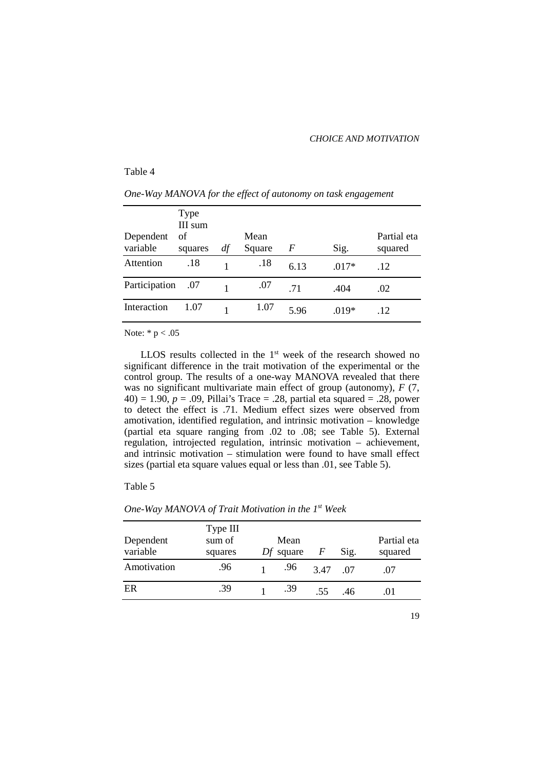Table 4

*One-Way MANOVA for the effect of autonomy on task engagement*

| Dependent variable | Type III sum of squares | *df* | Mean Square | *F* | Sig. | Partial eta squared |
|---|---|---|---|---|---|---|
| Attention | .18 | 1 | .18 | 6.13 | .017* | .12 |
| Participation | .07 | 1 | .07 | .71 | .404 | .02 |
| Interaction | 1.07 | 1 | 1.07 | 5.96 | .019* | .12 |

Note: * $p < .05$

LLOS results collected in the 1st week of the research showed no significant difference in the trait motivation of the experimental or the control group. The results of a one-way MANOVA revealed that there was no significant multivariate main effect of group (autonomy), $F$ (7, 40) = 1.90, $p$ = .09, Pillai's Trace = .28, partial eta squared = .28, power to detect the effect is .71. Medium effect sizes were observed from amotivation, identified regulation, and intrinsic motivation – knowledge (partial eta square ranging from .02 to .08; see Table 5). External regulation, introjected regulation, intrinsic motivation – achievement, and intrinsic motivation – stimulation were found to have small effect sizes (partial eta square values equal or less than .01, see Table 5).

Table 5

*One-Way MANOVA of Trait Motivation in the 1st Week*

| Dependent variable | Type III sum of squares | *Df* | Mean square | *F* | Sig. | Partial eta squared |
|---|---|---|---|---|---|---|
| Amotivation | .96 | 1 | .96 | 3.47 | .07 | .07 |
| ER | .39 | 1 | .39 | .55 | .46 | .01 |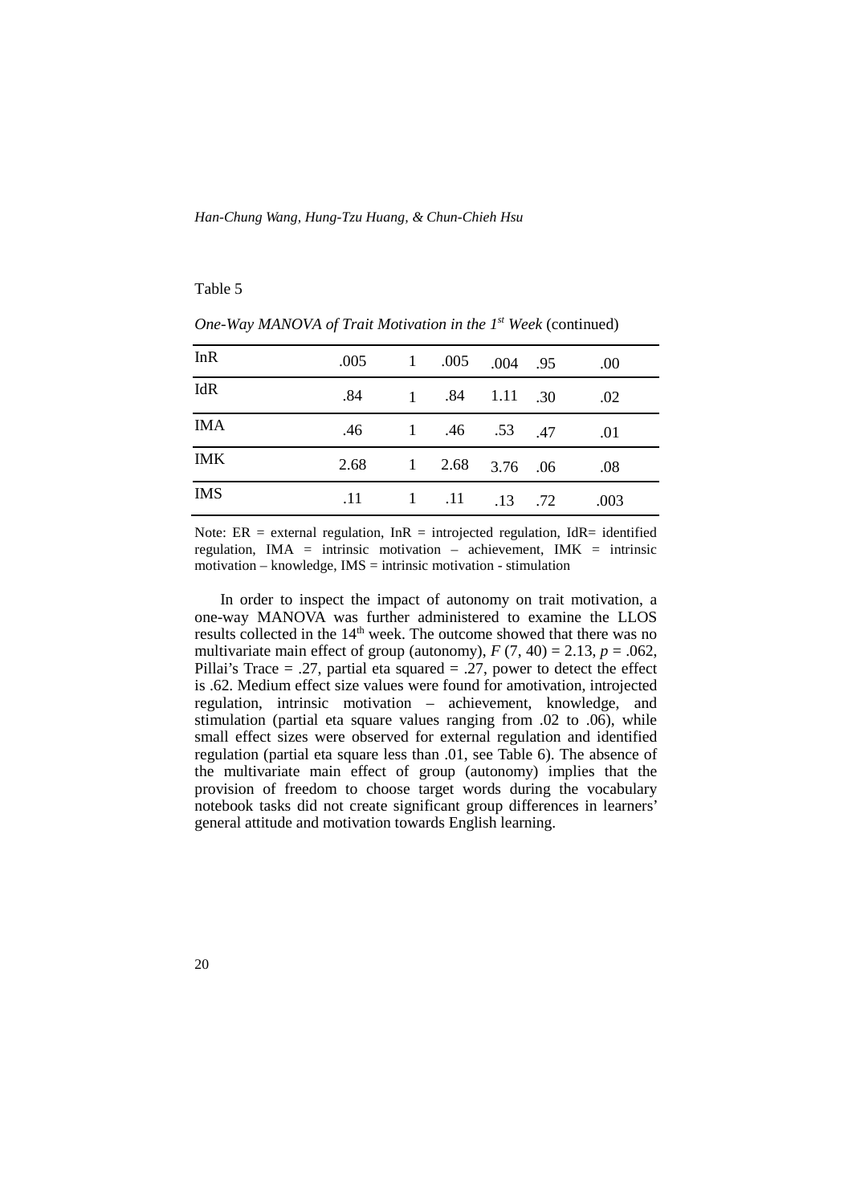Table 5

*One-Way MANOVA of Trait Motivation in the 1st Week* (continued)

| | | | | | | |
|---|---|---|---|---|---|---|
| InR | .005 | 1 | .005 | .004 | .95 | .00 |
| IdR | .84 | 1 | .84 | 1.11 | .30 | .02 |
| IMA | .46 | 1 | .46 | .53 | .47 | .01 |
| IMK | 2.68 | 1 | 2.68 | 3.76 | .06 | .08 |
| IMS | .11 | 1 | .11 | .13 | .72 | .003 |

Note: ER = external regulation, InR = introjected regulation, IdR= identified regulation, IMA = intrinsic motivation – achievement, IMK = intrinsic motivation – knowledge, IMS = intrinsic motivation - stimulation

In order to inspect the impact of autonomy on trait motivation, a one-way MANOVA was further administered to examine the LLOS results collected in the 14th week. The outcome showed that there was no multivariate main effect of group (autonomy), $F$ (7, 40) = 2.13, $p$ = .062, Pillai's Trace = .27, partial eta squared = .27, power to detect the effect is .62. Medium effect size values were found for amotivation, introjected regulation, intrinsic motivation – achievement, knowledge, and stimulation (partial eta square values ranging from .02 to .06), while small effect sizes were observed for external regulation and identified regulation (partial eta square less than .01, see Table 6). The absence of the multivariate main effect of group (autonomy) implies that the provision of freedom to choose target words during the vocabulary notebook tasks did not create significant group differences in learners' general attitude and motivation towards English learning.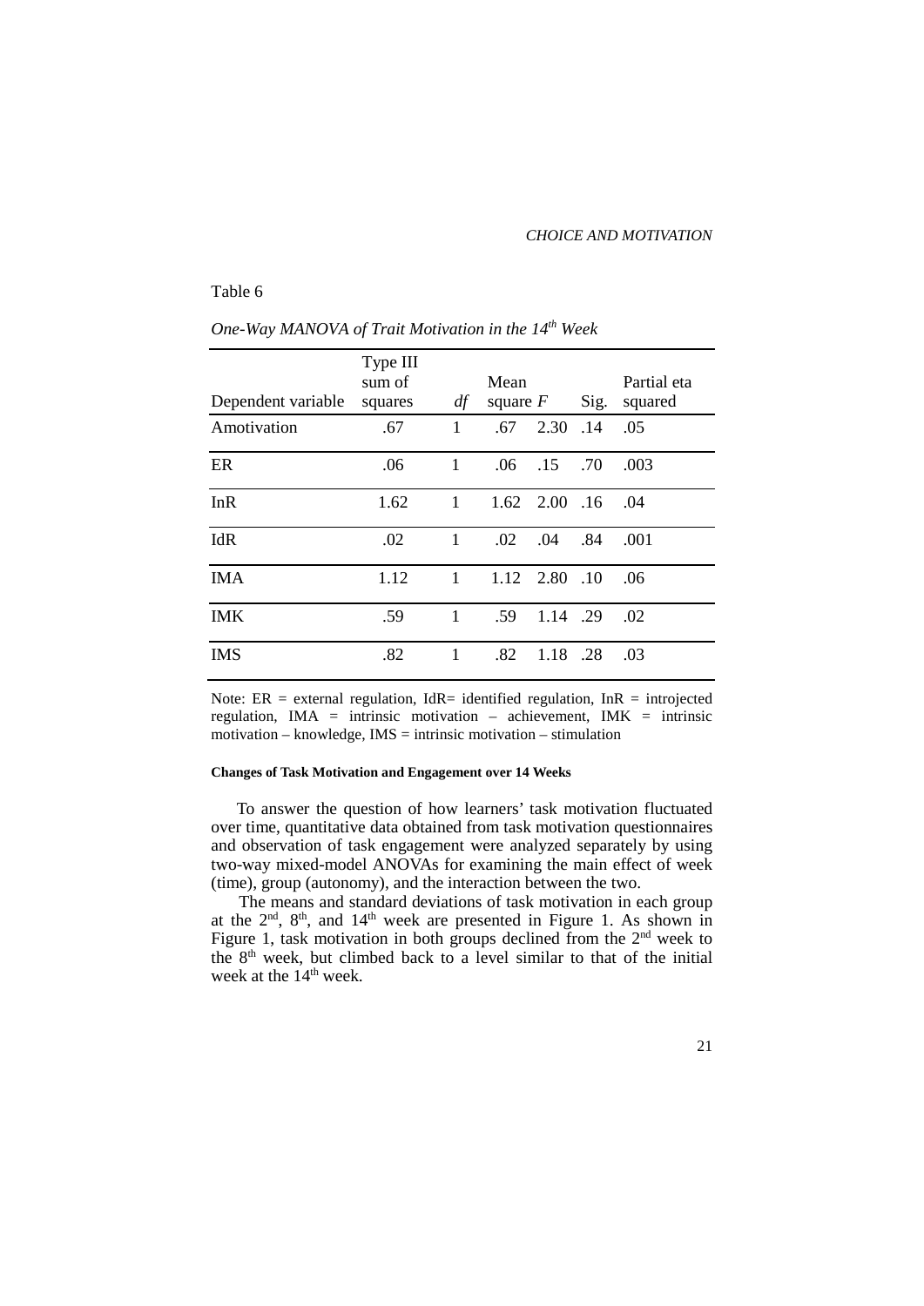Table 6

*One-Way MANOVA of Trait Motivation in the 14th Week*

| Dependent variable | Type III sum of squares | *df* | Mean square | *F* | Sig. | Partial eta squared |
|---|---|---|---|---|---|---|
| Amotivation | .67 | 1 | .67 | 2.30 | .14 | .05 |
| ER | .06 | 1 | .06 | .15 | .70 | .003 |
| InR | 1.62 | 1 | 1.62 | 2.00 | .16 | .04 |
| IdR | .02 | 1 | .02 | .04 | .84 | .001 |
| IMA | 1.12 | 1 | 1.12 | 2.80 | .10 | .06 |
| IMK | .59 | 1 | .59 | 1.14 | .29 | .02 |
| IMS | .82 | 1 | .82 | 1.18 | .28 | .03 |

Note: ER = external regulation, IdR= identified regulation, InR = introjected regulation, IMA = intrinsic motivation – achievement, IMK = intrinsic motivation – knowledge, IMS = intrinsic motivation – stimulation

#### Changes of Task Motivation and Engagement over 14 Weeks

To answer the question of how learners' task motivation fluctuated over time, quantitative data obtained from task motivation questionnaires and observation of task engagement were analyzed separately by using two-way mixed-model ANOVAs for examining the main effect of week (time), group (autonomy), and the interaction between the two.

The means and standard deviations of task motivation in each group at the 2nd, 8th, and 14th week are presented in Figure 1. As shown in Figure 1, task motivation in both groups declined from the 2nd week to the 8th week, but climbed back to a level similar to that of the initial week at the 14th week.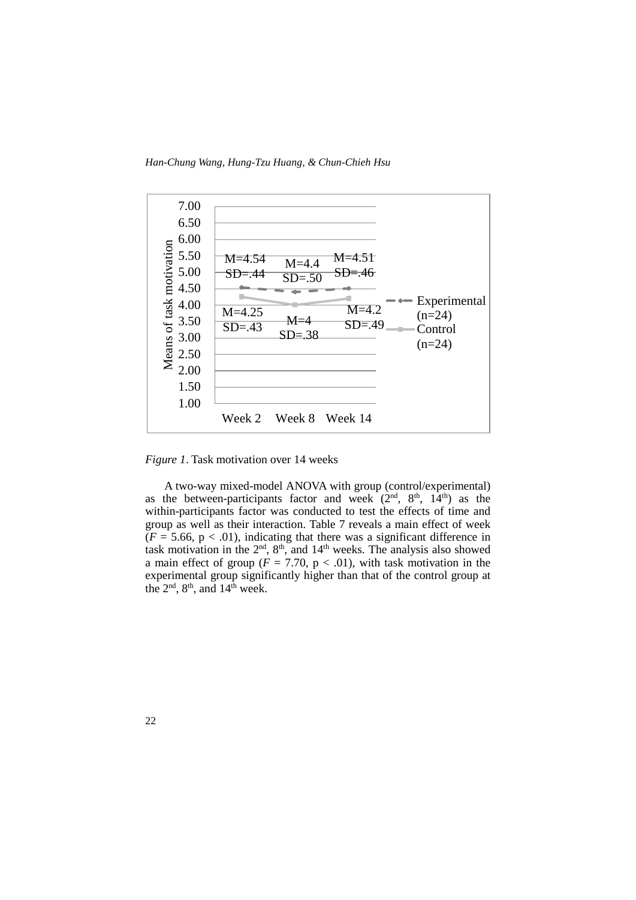*Figure 1*. Task motivation over 14 weeks

A two-way mixed-model ANOVA with group (control/experimental) as the between-participants factor and week (2nd, 8th, 14th) as the within-participants factor was conducted to test the effects of time and group as well as their interaction. Table 7 reveals a main effect of week ($F$ = 5.66, $p < .01$), indicating that there was a significant difference in task motivation in the 2nd, 8th, and 14th weeks. The analysis also showed a main effect of group ($F$ = 7.70, $p < .01$), with task motivation in the experimental group significantly higher than that of the control group at the 2nd, 8th, and 14th week.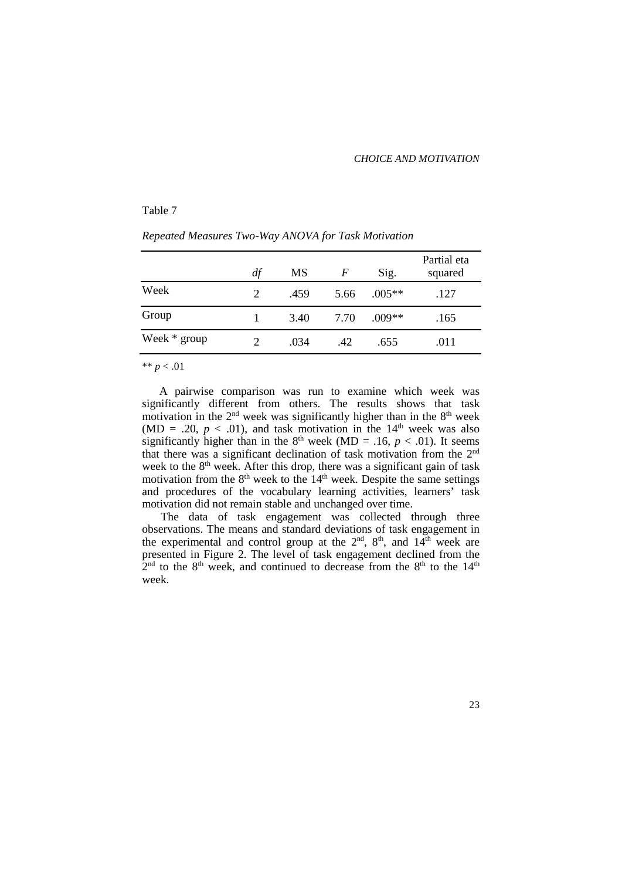Table 7

*Repeated Measures Two-Way ANOVA for Task Motivation*

| | *df* | MS | *F* | Sig. | Partial eta squared |
|---|---|---|---|---|---|
| Week | 2 | .459 | 5.66 | .005** | .127 |
| Group | 1 | 3.40 | 7.70 | .009** | .165 |
| Week * group | 2 | .034 | .42 | .655 | .011 |

** $p < .01$

A pairwise comparison was run to examine which week was significantly different from others. The results shows that task motivation in the 2nd week was significantly higher than in the 8th week (MD = .20, $p < .01$), and task motivation in the 14th week was also significantly higher than in the 8th week (MD = .16, $p < .01$). It seems that there was a significant declination of task motivation from the 2nd week to the 8th week. After this drop, there was a significant gain of task motivation from the 8th week to the 14th week. Despite the same settings and procedures of the vocabulary learning activities, learners' task motivation did not remain stable and unchanged over time.

The data of task engagement was collected through three observations. The means and standard deviations of task engagement in the experimental and control group at the 2nd, 8th, and 14th week are presented in Figure 2. The level of task engagement declined from the 2nd to the 8th week, and continued to decrease from the 8th to the 14th week.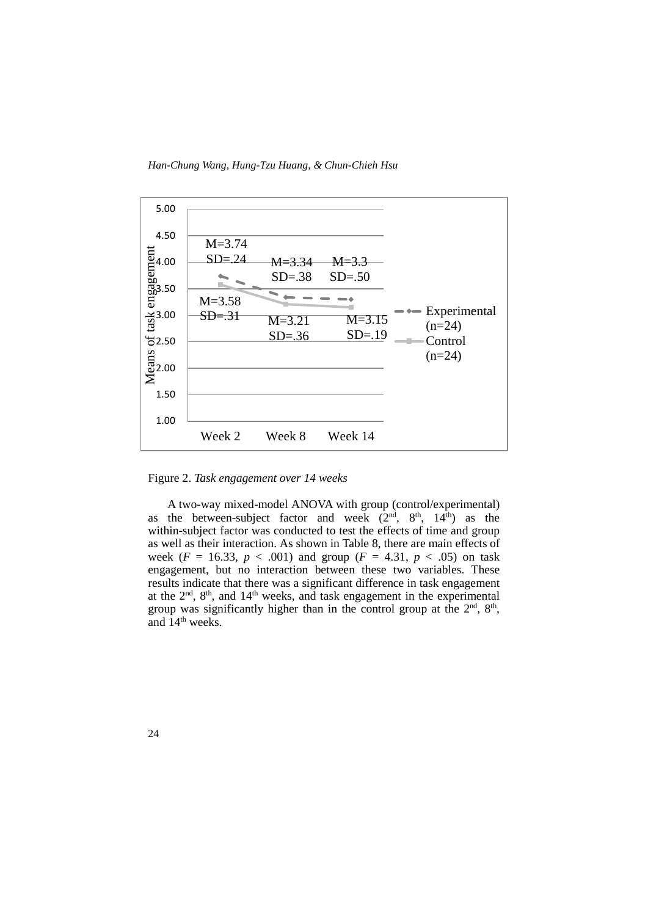Figure 2. *Task engagement over 14 weeks*

A two-way mixed-model ANOVA with group (control/experimental) as the between-subject factor and week (2nd, 8th, 14th) as the within-subject factor was conducted to test the effects of time and group as well as their interaction. As shown in Table 8, there are main effects of week ($F$ = 16.33, $p$ < .001) and group ($F$ = 4.31, $p$ < .05) on task engagement, but no interaction between these two variables. These results indicate that there was a significant difference in task engagement at the 2nd, 8th, and 14th weeks, and task engagement in the experimental group was significantly higher than in the control group at the 2nd, 8th, and 14th weeks.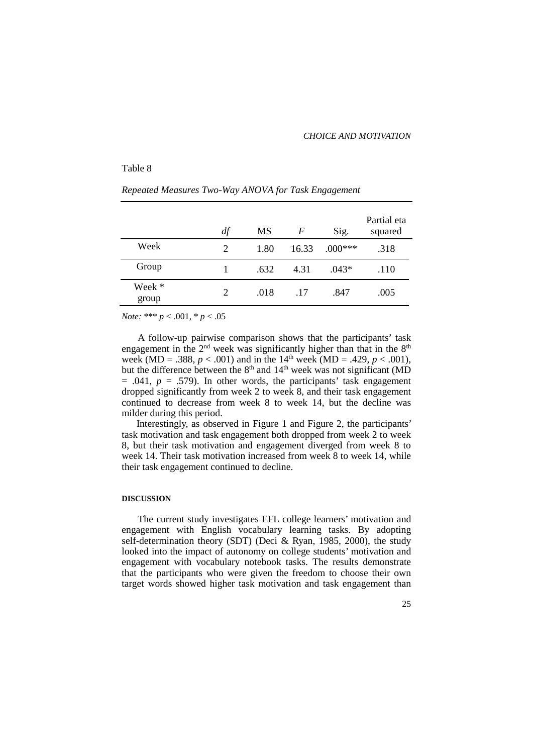Table 8

*Repeated Measures Two-Way ANOVA for Task Engagement*

| | *df* | MS | *F* | Sig. | Partial eta squared |
|---|---|---|---|---|---|
| Week | 2 | 1.80 | 16.33 | .000*** | .318 |
| Group | 1 | .632 | 4.31 | .043* | .110 |
| Week * group | 2 | .018 | .17 | .847 | .005 |

*Note:* *** $p < .001$, * $p < .05$

A follow-up pairwise comparison shows that the participants' task engagement in the 2nd week was significantly higher than that in the 8th week (MD = .388, $p < .001$) and in the 14th week (MD = .429, $p < .001$), but the difference between the 8th and 14th week was not significant (MD = .041, $p = .579$). In other words, the participants' task engagement dropped significantly from week 2 to week 8, and their task engagement continued to decrease from week 8 to week 14, but the decline was milder during this period.

Interestingly, as observed in Figure 1 and Figure 2, the participants' task motivation and task engagement both dropped from week 2 to week 8, but their task motivation and engagement diverged from week 8 to week 14. Their task motivation increased from week 8 to week 14, while their task engagement continued to decline.

## DISCUSSION

The current study investigates EFL college learners' motivation and engagement with English vocabulary learning tasks. By adopting self-determination theory (SDT) (Deci & Ryan, 1985, 2000), the study looked into the impact of autonomy on college students' motivation and engagement with vocabulary notebook tasks. The results demonstrate that the participants who were given the freedom to choose their own target words showed higher task motivation and task engagement than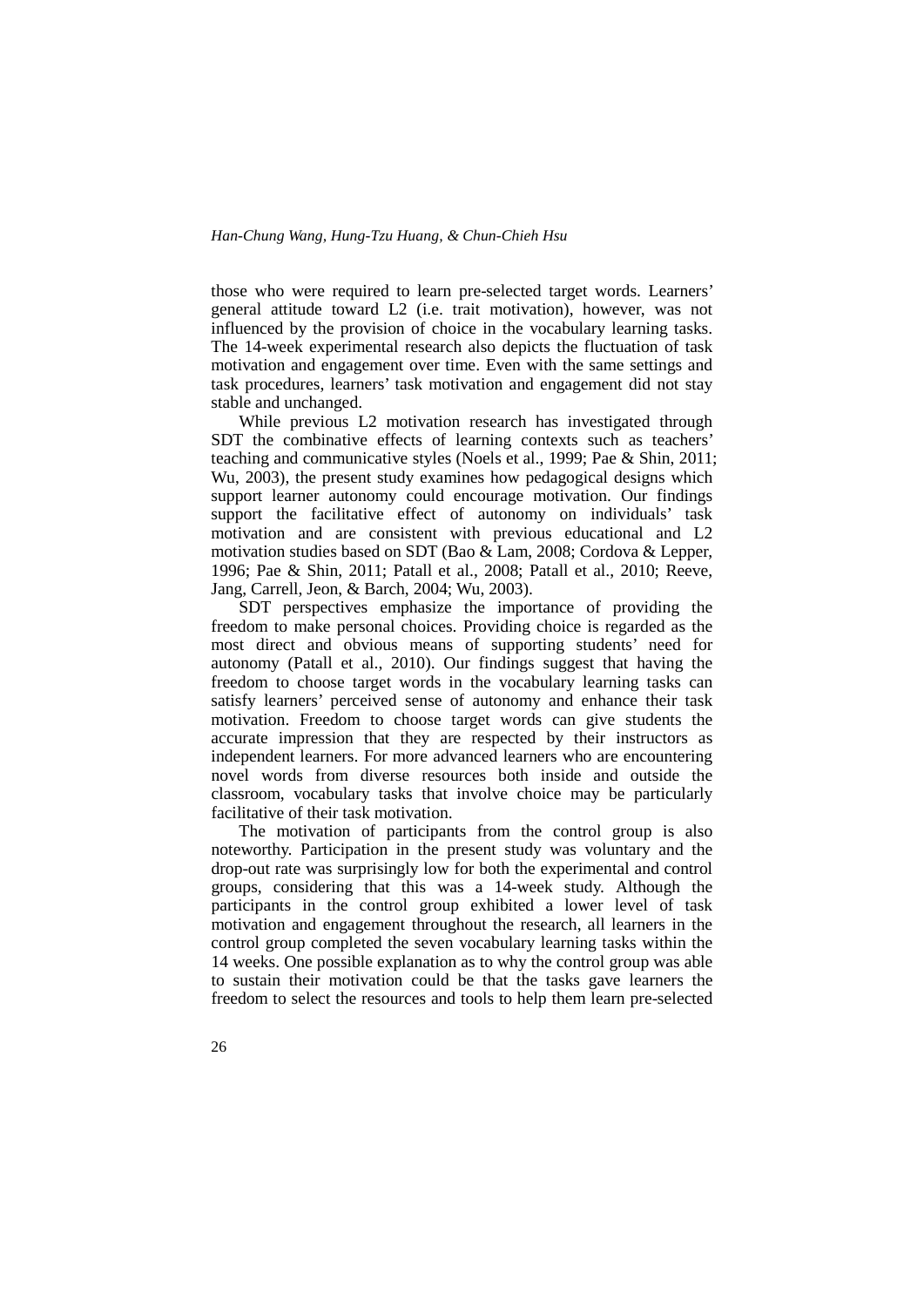those who were required to learn pre-selected target words. Learners' general attitude toward L2 (i.e. trait motivation), however, was not influenced by the provision of choice in the vocabulary learning tasks. The 14-week experimental research also depicts the fluctuation of task motivation and engagement over time. Even with the same settings and task procedures, learners' task motivation and engagement did not stay stable and unchanged.

While previous L2 motivation research has investigated through SDT the combinative effects of learning contexts such as teachers' teaching and communicative styles (Noels et al., 1999; Pae & Shin, 2011; Wu, 2003), the present study examines how pedagogical designs which support learner autonomy could encourage motivation. Our findings support the facilitative effect of autonomy on individuals' task motivation and are consistent with previous educational and L2 motivation studies based on SDT (Bao & Lam, 2008; Cordova & Lepper, 1996; Pae & Shin, 2011; Patall et al., 2008; Patall et al., 2010; Reeve, Jang, Carrell, Jeon, & Barch, 2004; Wu, 2003).

SDT perspectives emphasize the importance of providing the freedom to make personal choices. Providing choice is regarded as the most direct and obvious means of supporting students' need for autonomy (Patall et al., 2010). Our findings suggest that having the freedom to choose target words in the vocabulary learning tasks can satisfy learners' perceived sense of autonomy and enhance their task motivation. Freedom to choose target words can give students the accurate impression that they are respected by their instructors as independent learners. For more advanced learners who are encountering novel words from diverse resources both inside and outside the classroom, vocabulary tasks that involve choice may be particularly facilitative of their task motivation.

The motivation of participants from the control group is also noteworthy. Participation in the present study was voluntary and the drop-out rate was surprisingly low for both the experimental and control groups, considering that this was a 14-week study. Although the participants in the control group exhibited a lower level of task motivation and engagement throughout the research, all learners in the control group completed the seven vocabulary learning tasks within the 14 weeks. One possible explanation as to why the control group was able to sustain their motivation could be that the tasks gave learners the freedom to select the resources and tools to help them learn pre-selected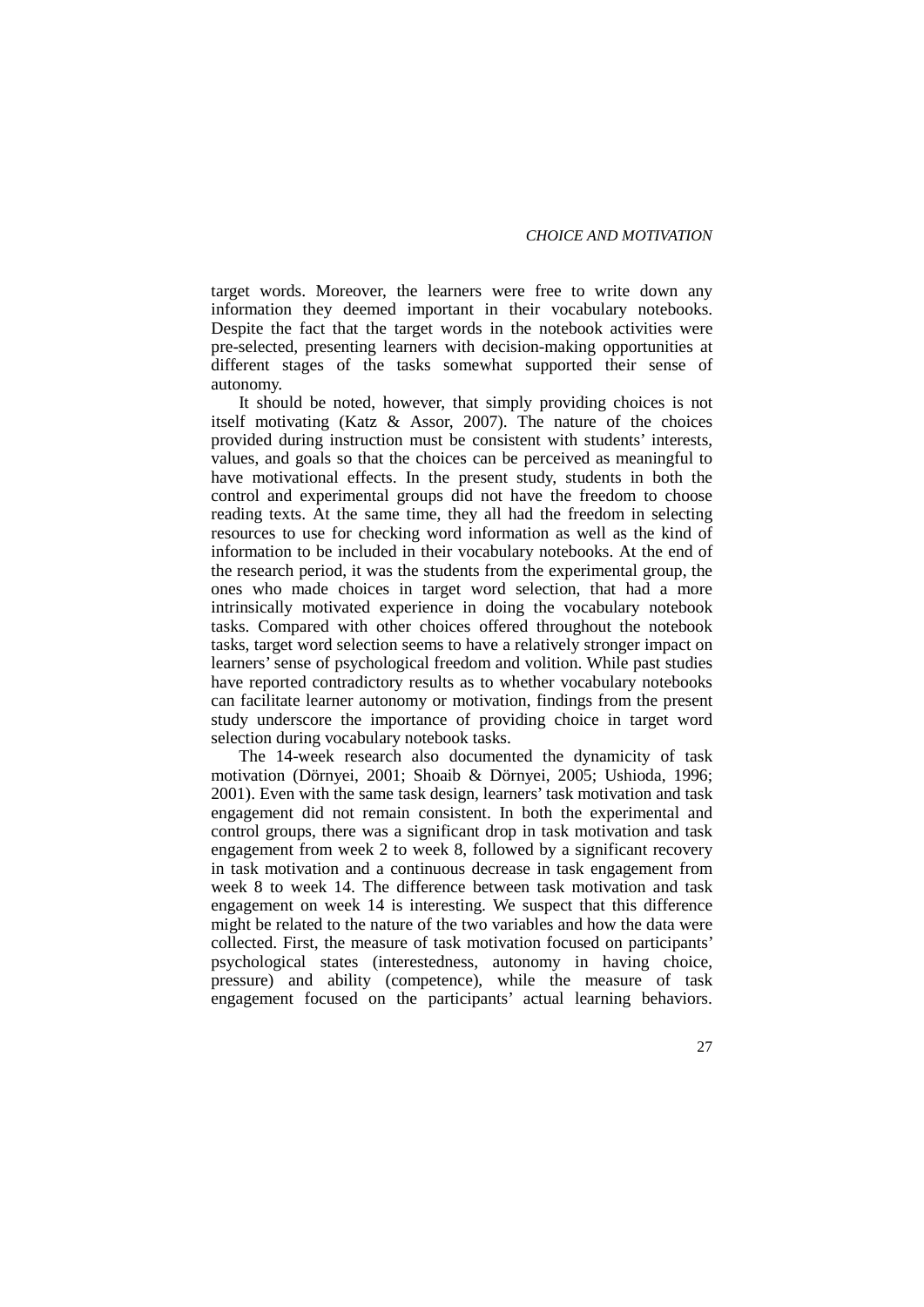target words. Moreover, the learners were free to write down any information they deemed important in their vocabulary notebooks. Despite the fact that the target words in the notebook activities were pre-selected, presenting learners with decision-making opportunities at different stages of the tasks somewhat supported their sense of autonomy.

It should be noted, however, that simply providing choices is not itself motivating (Katz & Assor, 2007). The nature of the choices provided during instruction must be consistent with students' interests, values, and goals so that the choices can be perceived as meaningful to have motivational effects. In the present study, students in both the control and experimental groups did not have the freedom to choose reading texts. At the same time, they all had the freedom in selecting resources to use for checking word information as well as the kind of information to be included in their vocabulary notebooks. At the end of the research period, it was the students from the experimental group, the ones who made choices in target word selection, that had a more intrinsically motivated experience in doing the vocabulary notebook tasks. Compared with other choices offered throughout the notebook tasks, target word selection seems to have a relatively stronger impact on learners' sense of psychological freedom and volition. While past studies have reported contradictory results as to whether vocabulary notebooks can facilitate learner autonomy or motivation, findings from the present study underscore the importance of providing choice in target word selection during vocabulary notebook tasks.

The 14-week research also documented the dynamicity of task motivation (Dörnyei, 2001; Shoaib & Dörnyei, 2005; Ushioda, 1996; 2001). Even with the same task design, learners' task motivation and task engagement did not remain consistent. In both the experimental and control groups, there was a significant drop in task motivation and task engagement from week 2 to week 8, followed by a significant recovery in task motivation and a continuous decrease in task engagement from week 8 to week 14. The difference between task motivation and task engagement on week 14 is interesting. We suspect that this difference might be related to the nature of the two variables and how the data were collected. First, the measure of task motivation focused on participants' psychological states (interestedness, autonomy in having choice, pressure) and ability (competence), while the measure of task engagement focused on the participants' actual learning behaviors.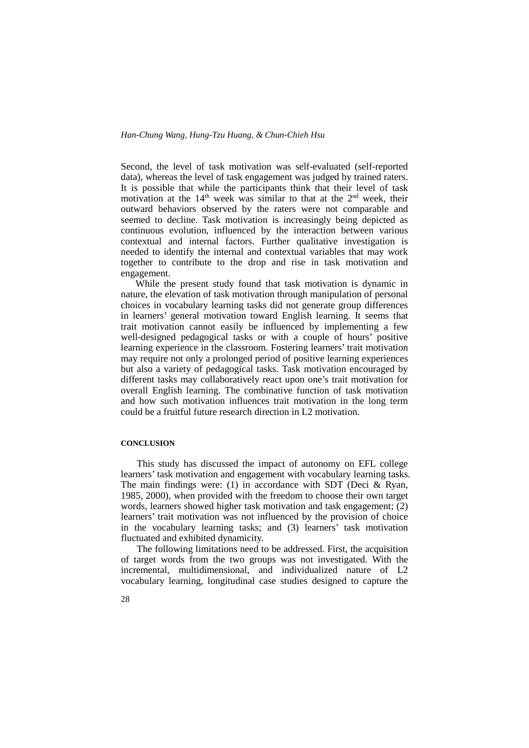Second, the level of task motivation was self-evaluated (self-reported data), whereas the level of task engagement was judged by trained raters. It is possible that while the participants think that their level of task motivation at the 14$^{th}$ week was similar to that at the 2$^{nd}$ week, their outward behaviors observed by the raters were not comparable and seemed to decline. Task motivation is increasingly being depicted as continuous evolution, influenced by the interaction between various contextual and internal factors. Further qualitative investigation is needed to identify the internal and contextual variables that may work together to contribute to the drop and rise in task motivation and engagement.

While the present study found that task motivation is dynamic in nature, the elevation of task motivation through manipulation of personal choices in vocabulary learning tasks did not generate group differences in learners' general motivation toward English learning. It seems that trait motivation cannot easily be influenced by implementing a few well-designed pedagogical tasks or with a couple of hours' positive learning experience in the classroom. Fostering learners' trait motivation may require not only a prolonged period of positive learning experiences but also a variety of pedagogical tasks. Task motivation encouraged by different tasks may collaboratively react upon one's trait motivation for overall English learning. The combinative function of task motivation and how such motivation influences trait motivation in the long term could be a fruitful future research direction in L2 motivation.

## CONCLUSION

This study has discussed the impact of autonomy on EFL college learners' task motivation and engagement with vocabulary learning tasks. The main findings were: (1) in accordance with SDT (Deci & Ryan, 1985, 2000), when provided with the freedom to choose their own target words, learners showed higher task motivation and task engagement; (2) learners' trait motivation was not influenced by the provision of choice in the vocabulary learning tasks; and (3) learners' task motivation fluctuated and exhibited dynamicity.

The following limitations need to be addressed. First, the acquisition of target words from the two groups was not investigated. With the incremental, multidimensional, and individualized nature of L2 vocabulary learning, longitudinal case studies designed to capture the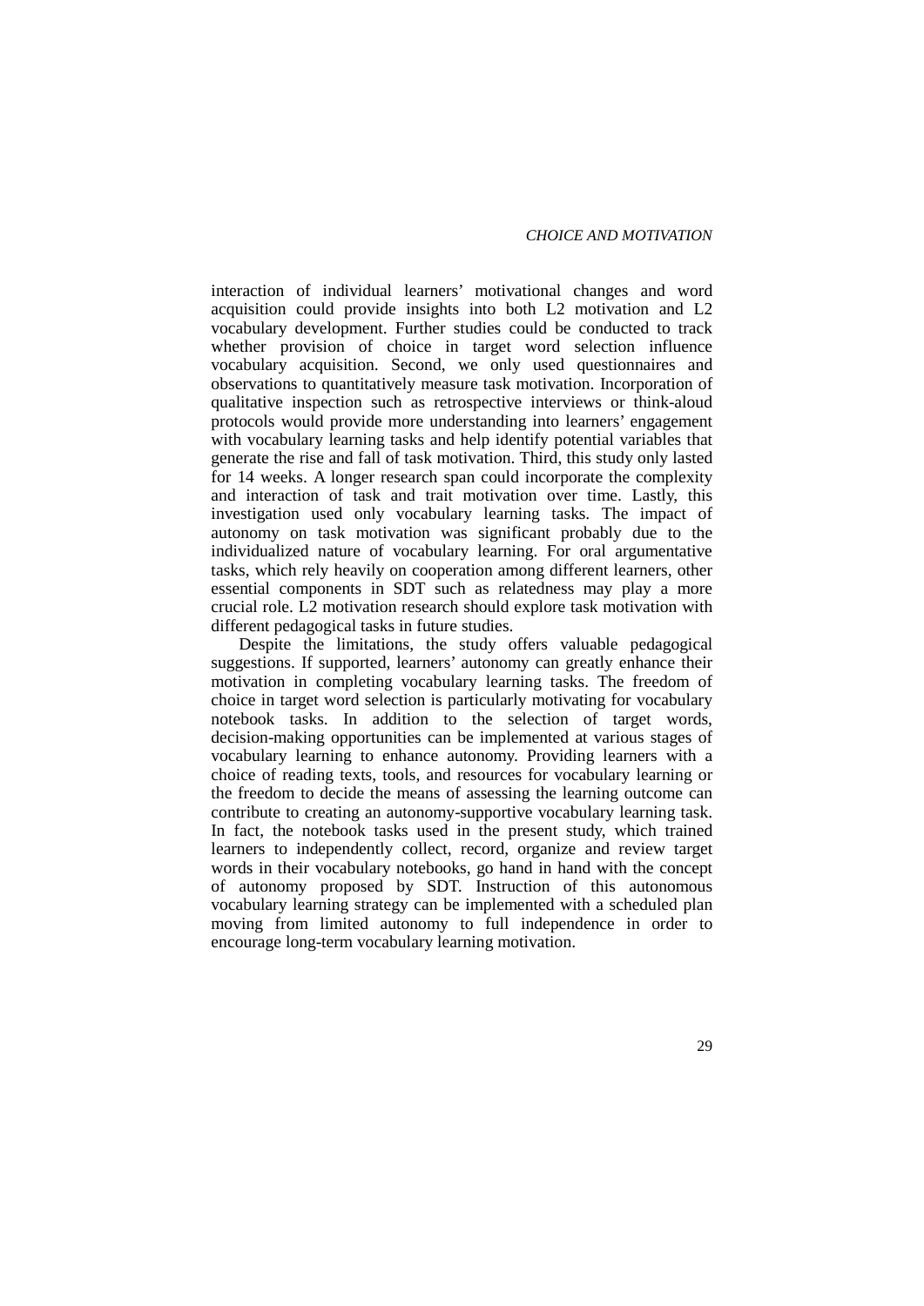interaction of individual learners' motivational changes and word acquisition could provide insights into both L2 motivation and L2 vocabulary development. Further studies could be conducted to track whether provision of choice in target word selection influence vocabulary acquisition. Second, we only used questionnaires and observations to quantitatively measure task motivation. Incorporation of qualitative inspection such as retrospective interviews or think-aloud protocols would provide more understanding into learners' engagement with vocabulary learning tasks and help identify potential variables that generate the rise and fall of task motivation. Third, this study only lasted for 14 weeks. A longer research span could incorporate the complexity and interaction of task and trait motivation over time. Lastly, this investigation used only vocabulary learning tasks. The impact of autonomy on task motivation was significant probably due to the individualized nature of vocabulary learning. For oral argumentative tasks, which rely heavily on cooperation among different learners, other essential components in SDT such as relatedness may play a more crucial role. L2 motivation research should explore task motivation with different pedagogical tasks in future studies.

Despite the limitations, the study offers valuable pedagogical suggestions. If supported, learners' autonomy can greatly enhance their motivation in completing vocabulary learning tasks. The freedom of choice in target word selection is particularly motivating for vocabulary notebook tasks. In addition to the selection of target words, decision-making opportunities can be implemented at various stages of vocabulary learning to enhance autonomy. Providing learners with a choice of reading texts, tools, and resources for vocabulary learning or the freedom to decide the means of assessing the learning outcome can contribute to creating an autonomy-supportive vocabulary learning task. In fact, the notebook tasks used in the present study, which trained learners to independently collect, record, organize and review target words in their vocabulary notebooks, go hand in hand with the concept of autonomy proposed by SDT. Instruction of this autonomous vocabulary learning strategy can be implemented with a scheduled plan moving from limited autonomy to full independence in order to encourage long-term vocabulary learning motivation.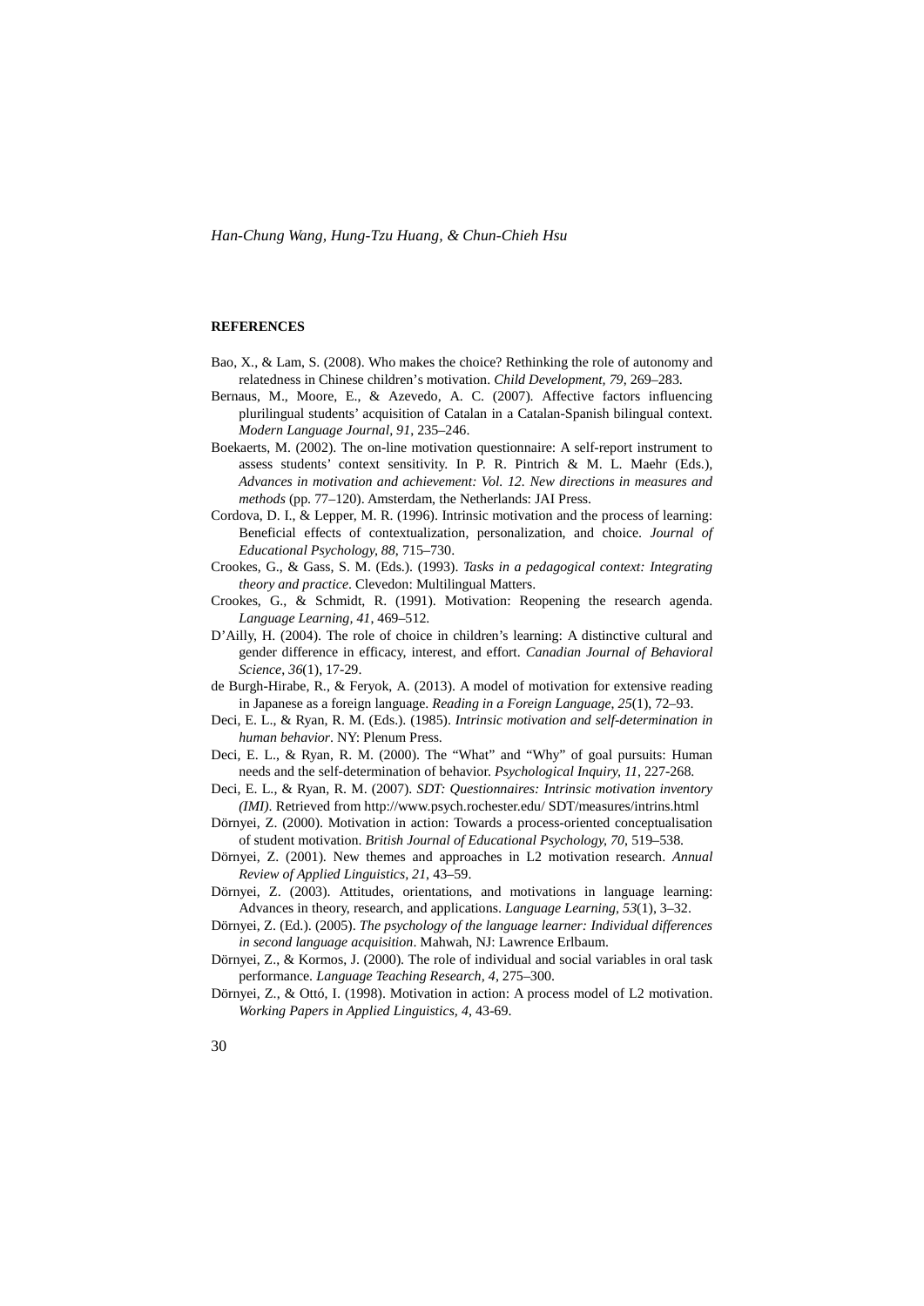## REFERENCES

Bao, X., & Lam, S. (2008). Who makes the choice? Rethinking the role of autonomy and relatedness in Chinese children's motivation. *Child Development, 79*, 269–283.

Bernaus, M., Moore, E., & Azevedo, A. C. (2007). Affective factors influencing plurilingual students' acquisition of Catalan in a Catalan-Spanish bilingual context. *Modern Language Journal, 91*, 235–246.

Boekaerts, M. (2002). The on-line motivation questionnaire: A self-report instrument to assess students' context sensitivity. In P. R. Pintrich & M. L. Maehr (Eds.), *Advances in motivation and achievement: Vol. 12. New directions in measures and methods* (pp. 77–120). Amsterdam, the Netherlands: JAI Press.

Cordova, D. I., & Lepper, M. R. (1996). Intrinsic motivation and the process of learning: Beneficial effects of contextualization, personalization, and choice. *Journal of Educational Psychology, 88*, 715–730.

Crookes, G., & Gass, S. M. (Eds.). (1993). *Tasks in a pedagogical context: Integrating theory and practice*. Clevedon: Multilingual Matters.

Crookes, G., & Schmidt, R. (1991). Motivation: Reopening the research agenda. *Language Learning, 41*, 469–512.

D'Ailly, H. (2004). The role of choice in children's learning: A distinctive cultural and gender difference in efficacy, interest, and effort. *Canadian Journal of Behavioral Science, 36*(1), 17-29.

de Burgh-Hirabe, R., & Feryok, A. (2013). A model of motivation for extensive reading in Japanese as a foreign language. *Reading in a Foreign Language, 25*(1), 72–93.

Deci, E. L., & Ryan, R. M. (Eds.). (1985). *Intrinsic motivation and self-determination in human behavior*. NY: Plenum Press.

Deci, E. L., & Ryan, R. M. (2000). The "What" and "Why" of goal pursuits: Human needs and the self-determination of behavior. *Psychological Inquiry, 11*, 227-268.

Deci, E. L., & Ryan, R. M. (2007). *SDT: Questionnaires: Intrinsic motivation inventory (IMI)*. Retrieved from http://www.psych.rochester.edu/ SDT/measures/intrins.html

Dörnyei, Z. (2000). Motivation in action: Towards a process-oriented conceptualisation of student motivation. *British Journal of Educational Psychology, 70*, 519–538.

Dörnyei, Z. (2001). New themes and approaches in L2 motivation research. *Annual Review of Applied Linguistics, 21*, 43–59.

Dörnyei, Z. (2003). Attitudes, orientations, and motivations in language learning: Advances in theory, research, and applications. *Language Learning, 53*(1), 3–32.

Dörnyei, Z. (Ed.). (2005). *The psychology of the language learner: Individual differences in second language acquisition*. Mahwah, NJ: Lawrence Erlbaum.

Dörnyei, Z., & Kormos, J. (2000). The role of individual and social variables in oral task performance. *Language Teaching Research, 4*, 275–300.

Dörnyei, Z., & Ottó, I. (1998). Motivation in action: A process model of L2 motivation. *Working Papers in Applied Linguistics, 4*, 43-69.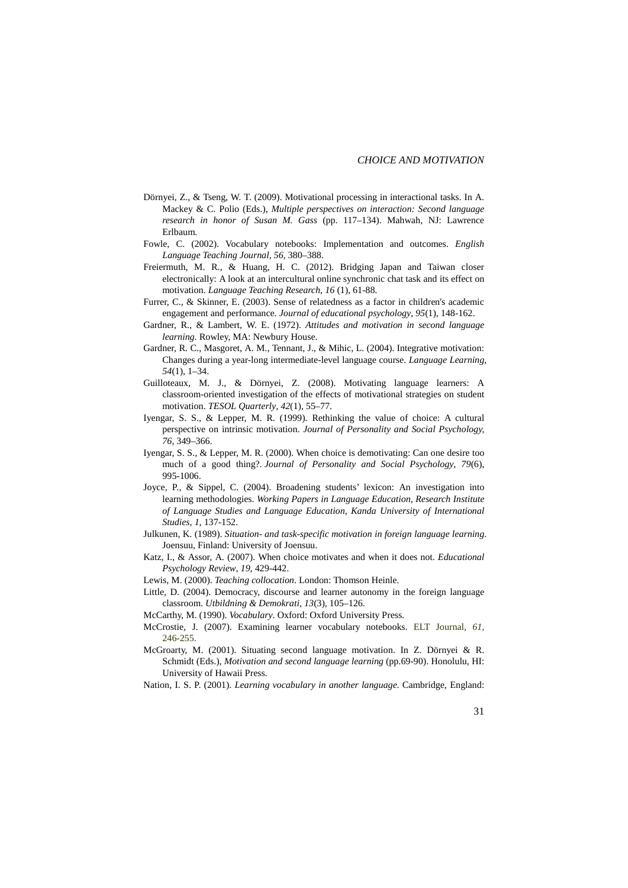Dörnyei, Z., & Tseng, W. T. (2009). Motivational processing in interactional tasks. In A. Mackey & C. Polio (Eds.), *Multiple perspectives on interaction: Second language research in honor of Susan M. Gass* (pp. 117–134). Mahwah, NJ: Lawrence Erlbaum.

Fowle, C. (2002). Vocabulary notebooks: Implementation and outcomes. *English Language Teaching Journal, 56*, 380–388.

Freiermuth, M. R., & Huang, H. C. (2012). Bridging Japan and Taiwan closer electronically: A look at an intercultural online synchronic chat task and its effect on motivation. *Language Teaching Research, 16* (1), 61-88.

Furrer, C., & Skinner, E. (2003). Sense of relatedness as a factor in children's academic engagement and performance. *Journal of educational psychology*, *95*(1), 148-162.

Gardner, R., & Lambert, W. E. (1972). *Attitudes and motivation in second language learning*. Rowley, MA: Newbury House.

Gardner, R. C., Masgoret, A. M., Tennant, J., & Mihic, L. (2004). Integrative motivation: Changes during a year-long intermediate-level language course. *Language Learning, 54*(1), 1–34.

Guilloteaux, M. J., & Dörnyei, Z. (2008). Motivating language learners: A classroom-oriented investigation of the effects of motivational strategies on student motivation. *TESOL Quarterly, 42*(1), 55–77.

Iyengar, S. S., & Lepper, M. R. (1999). Rethinking the value of choice: A cultural perspective on intrinsic motivation. *Journal of Personality and Social Psychology, 76*, 349–366.

Iyengar, S. S., & Lepper, M. R. (2000). When choice is demotivating: Can one desire too much of a good thing?. *Journal of Personality and Social Psychology*, *79*(6), 995-1006.

Joyce, P., & Sippel, C. (2004). Broadening students' lexicon: An investigation into learning methodologies. *Working Papers in Language Education, Research Institute of Language Studies and Language Education, Kanda University of International Studies, 1*, 137-152.

Julkunen, K. (1989). *Situation- and task-specific motivation in foreign language learning*. Joensuu, Finland: University of Joensuu.

Katz, I., & Assor, A. (2007). When choice motivates and when it does not. *Educational Psychology Review, 19*, 429-442.

Lewis, M. (2000). *Teaching collocation*. London: Thomson Heinle.

Little, D. (2004). Democracy, discourse and learner autonomy in the foreign language classroom. *Utbildning & Demokrati, 13*(3), 105–126.

McCarthy, M. (1990). *Vocabulary*. Oxford: Oxford University Press.

McCrostie, J. (2007). Examining learner vocabulary notebooks. ELT Journal, *61*, 246-255.

McGroarty, M. (2001). Situating second language motivation. In Z. Dörnyei & R. Schmidt (Eds.), *Motivation and second language learning* (pp.69-90). Honolulu, HI: University of Hawaii Press.

Nation, I. S. P. (2001). *Learning vocabulary in another language*. Cambridge, England: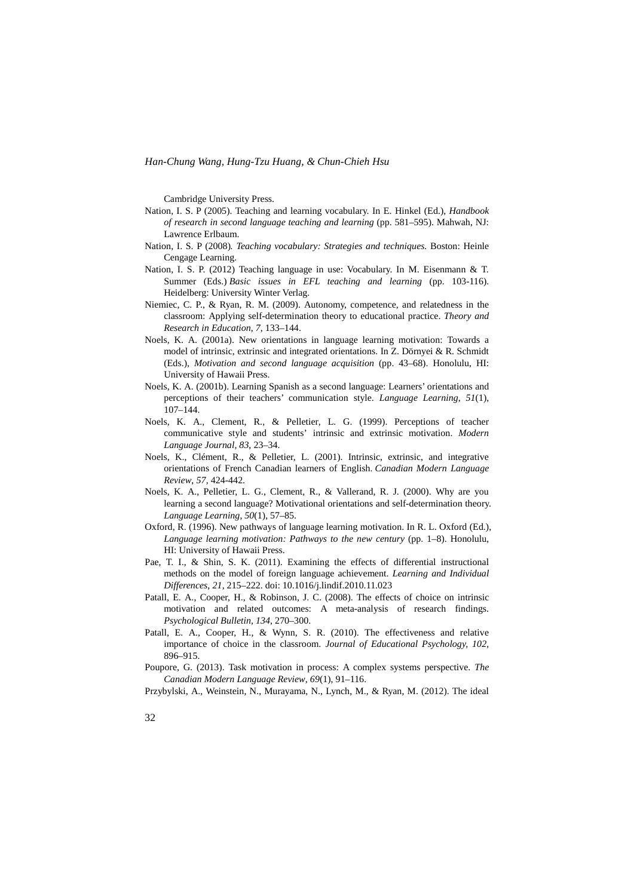Cambridge University Press.

Nation, I. S. P (2005). Teaching and learning vocabulary. In E. Hinkel (Ed.), *Handbook of research in second language teaching and learning* (pp. 581–595). Mahwah, NJ: Lawrence Erlbaum.

Nation, I. S. P (2008). *Teaching vocabulary: Strategies and techniques.* Boston: Heinle Cengage Learning.

Nation, I. S. P. (2012) Teaching language in use: Vocabulary. In M. Eisenmann & T. Summer (Eds.) *Basic issues in EFL teaching and learning* (pp. 103-116). Heidelberg: University Winter Verlag.

Niemiec, C. P., & Ryan, R. M. (2009). Autonomy, competence, and relatedness in the classroom: Applying self-determination theory to educational practice. *Theory and Research in Education, 7*, 133–144.

Noels, K. A. (2001a). New orientations in language learning motivation: Towards a model of intrinsic, extrinsic and integrated orientations. In Z. Dörnyei & R. Schmidt (Eds.), *Motivation and second language acquisition* (pp. 43–68). Honolulu, HI: University of Hawaii Press.

Noels, K. A. (2001b). Learning Spanish as a second language: Learners' orientations and perceptions of their teachers' communication style. *Language Learning, 51*(1), 107–144.

Noels, K. A., Clement, R., & Pelletier, L. G. (1999). Perceptions of teacher communicative style and students' intrinsic and extrinsic motivation. *Modern Language Journal, 83*, 23–34.

Noels, K., Clément, R., & Pelletier, L. (2001). Intrinsic, extrinsic, and integrative orientations of French Canadian learners of English. *Canadian Modern Language Review, 57*, 424-442.

Noels, K. A., Pelletier, L. G., Clement, R., & Vallerand, R. J. (2000). Why are you learning a second language? Motivational orientations and self-determination theory. *Language Learning, 50*(1), 57–85.

Oxford, R. (1996). New pathways of language learning motivation. In R. L. Oxford (Ed.), *Language learning motivation: Pathways to the new century* (pp. 1–8). Honolulu, HI: University of Hawaii Press.

Pae, T. I., & Shin, S. K. (2011). Examining the effects of differential instructional methods on the model of foreign language achievement. *Learning and Individual Differences, 21*, 215–222. doi: 10.1016/j.lindif.2010.11.023

Patall, E. A., Cooper, H., & Robinson, J. C. (2008). The effects of choice on intrinsic motivation and related outcomes: A meta-analysis of research findings. *Psychological Bulletin, 134*, 270–300.

Patall, E. A., Cooper, H., & Wynn, S. R. (2010). The effectiveness and relative importance of choice in the classroom. *Journal of Educational Psychology, 102*, 896–915.

Poupore, G. (2013). Task motivation in process: A complex systems perspective. *The Canadian Modern Language Review, 69*(1), 91–116.

Przybylski, A., Weinstein, N., Murayama, N., Lynch, M., & Ryan, M. (2012). The ideal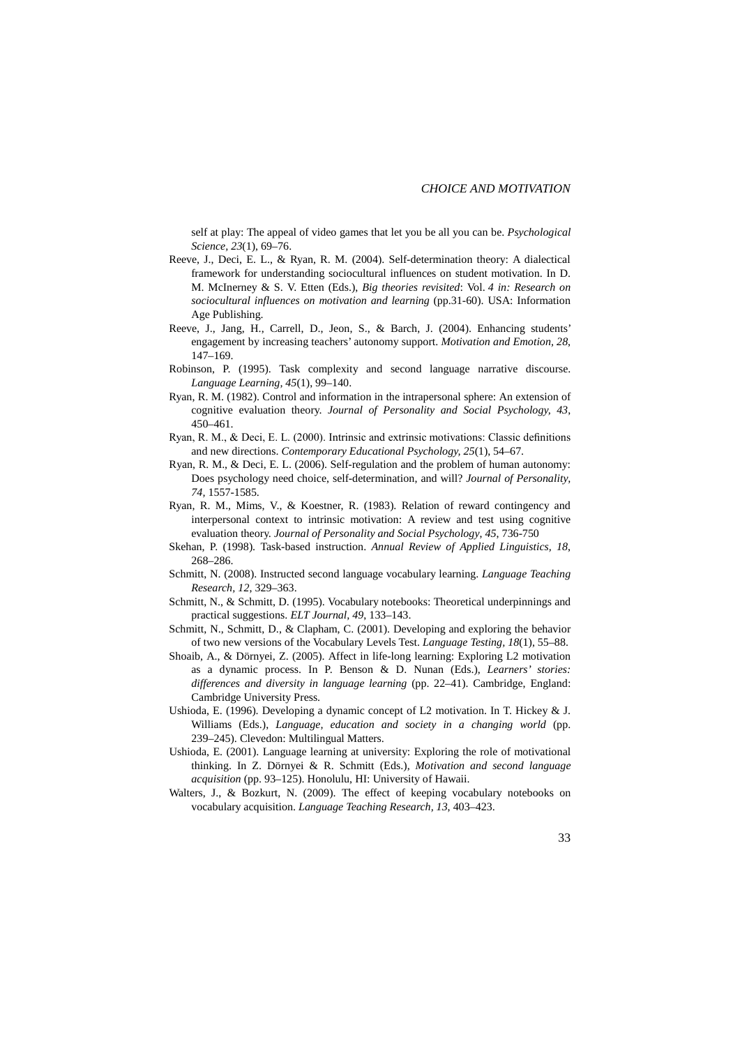self at play: The appeal of video games that let you be all you can be. *Psychological Science, 23*(1), 69–76.

Reeve, J., Deci, E. L., & Ryan, R. M. (2004). Self-determination theory: A dialectical framework for understanding sociocultural influences on student motivation. In D. M. McInerney & S. V. Etten (Eds.), *Big theories revisited*: Vol. *4 in: Research on sociocultural influences on motivation and learning* (pp.31-60). USA: Information Age Publishing.

Reeve, J., Jang, H., Carrell, D., Jeon, S., & Barch, J. (2004). Enhancing students' engagement by increasing teachers' autonomy support. *Motivation and Emotion, 28*, 147–169.

Robinson, P. (1995). Task complexity and second language narrative discourse. *Language Learning, 45*(1), 99–140.

Ryan, R. M. (1982). Control and information in the intrapersonal sphere: An extension of cognitive evaluation theory. *Journal of Personality and Social Psychology, 43*, 450–461.

Ryan, R. M., & Deci, E. L. (2000). Intrinsic and extrinsic motivations: Classic definitions and new directions. *Contemporary Educational Psychology, 25*(1), 54–67.

Ryan, R. M., & Deci, E. L. (2006). Self-regulation and the problem of human autonomy: Does psychology need choice, self-determination, and will? *Journal of Personality, 74*, 1557-1585.

Ryan, R. M., Mims, V., & Koestner, R. (1983). Relation of reward contingency and interpersonal context to intrinsic motivation: A review and test using cognitive evaluation theory. *Journal of Personality and Social Psychology, 45*, 736-750

Skehan, P. (1998). Task-based instruction. *Annual Review of Applied Linguistics, 18*, 268–286.

Schmitt, N. (2008). Instructed second language vocabulary learning. *Language Teaching Research, 12*, 329–363.

Schmitt, N., & Schmitt, D. (1995). Vocabulary notebooks: Theoretical underpinnings and practical suggestions. *ELT Journal, 49*, 133–143.

Schmitt, N., Schmitt, D., & Clapham, C. (2001). Developing and exploring the behavior of two new versions of the Vocabulary Levels Test. *Language Testing, 18*(1), 55–88.

Shoaib, A., & Dörnyei, Z. (2005). Affect in life-long learning: Exploring L2 motivation as a dynamic process. In P. Benson & D. Nunan (Eds.), *Learners' stories: differences and diversity in language learning* (pp. 22–41). Cambridge, England: Cambridge University Press.

Ushioda, E. (1996). Developing a dynamic concept of L2 motivation. In T. Hickey & J. Williams (Eds.), *Language, education and society in a changing world* (pp. 239–245). Clevedon: Multilingual Matters.

Ushioda, E. (2001). Language learning at university: Exploring the role of motivational thinking. In Z. Dörnyei & R. Schmitt (Eds.), *Motivation and second language acquisition* (pp. 93–125). Honolulu, HI: University of Hawaii.

Walters, J., & Bozkurt, N. (2009). The effect of keeping vocabulary notebooks on vocabulary acquisition. *Language Teaching Research, 13*, 403–423.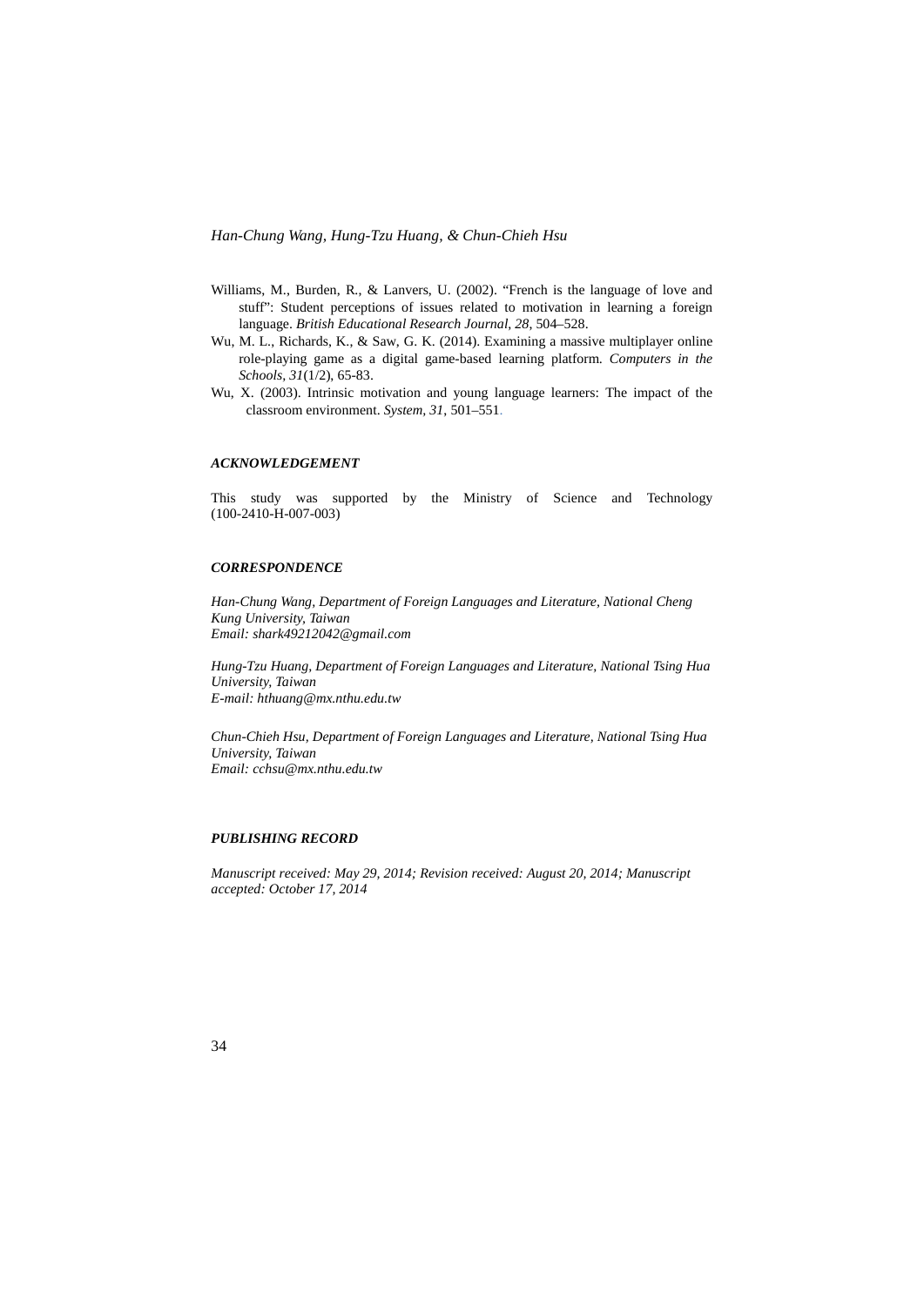Williams, M., Burden, R., & Lanvers, U. (2002). "French is the language of love and stuff": Student perceptions of issues related to motivation in learning a foreign language. *British Educational Research Journal, 28*, 504–528.

Wu, M. L., Richards, K., & Saw, G. K. (2014). Examining a massive multiplayer online role-playing game as a digital game-based learning platform. *Computers in the Schools*, *31*(1/2), 65-83.

Wu, X. (2003). Intrinsic motivation and young language learners: The impact of the classroom environment. *System*, *31*, 501–551.

### *ACKNOWLEDGEMENT*

This study was supported by the Ministry of Science and Technology (100-2410-H-007-003)

### *CORRESPONDENCE*

*Han-Chung Wang, Department of Foreign Languages and Literature, National Cheng Kung University, Taiwan*
*Email: shark49212042@gmail.com*

*Hung-Tzu Huang, Department of Foreign Languages and Literature, National Tsing Hua University, Taiwan*
*E-mail: hthuang@mx.nthu.edu.tw*

*Chun-Chieh Hsu, Department of Foreign Languages and Literature, National Tsing Hua University, Taiwan*
*Email: cchsu@mx.nthu.edu.tw*

### *PUBLISHING RECORD*

*Manuscript received: May 29, 2014; Revision received: August 20, 2014; Manuscript accepted: October 17, 2014*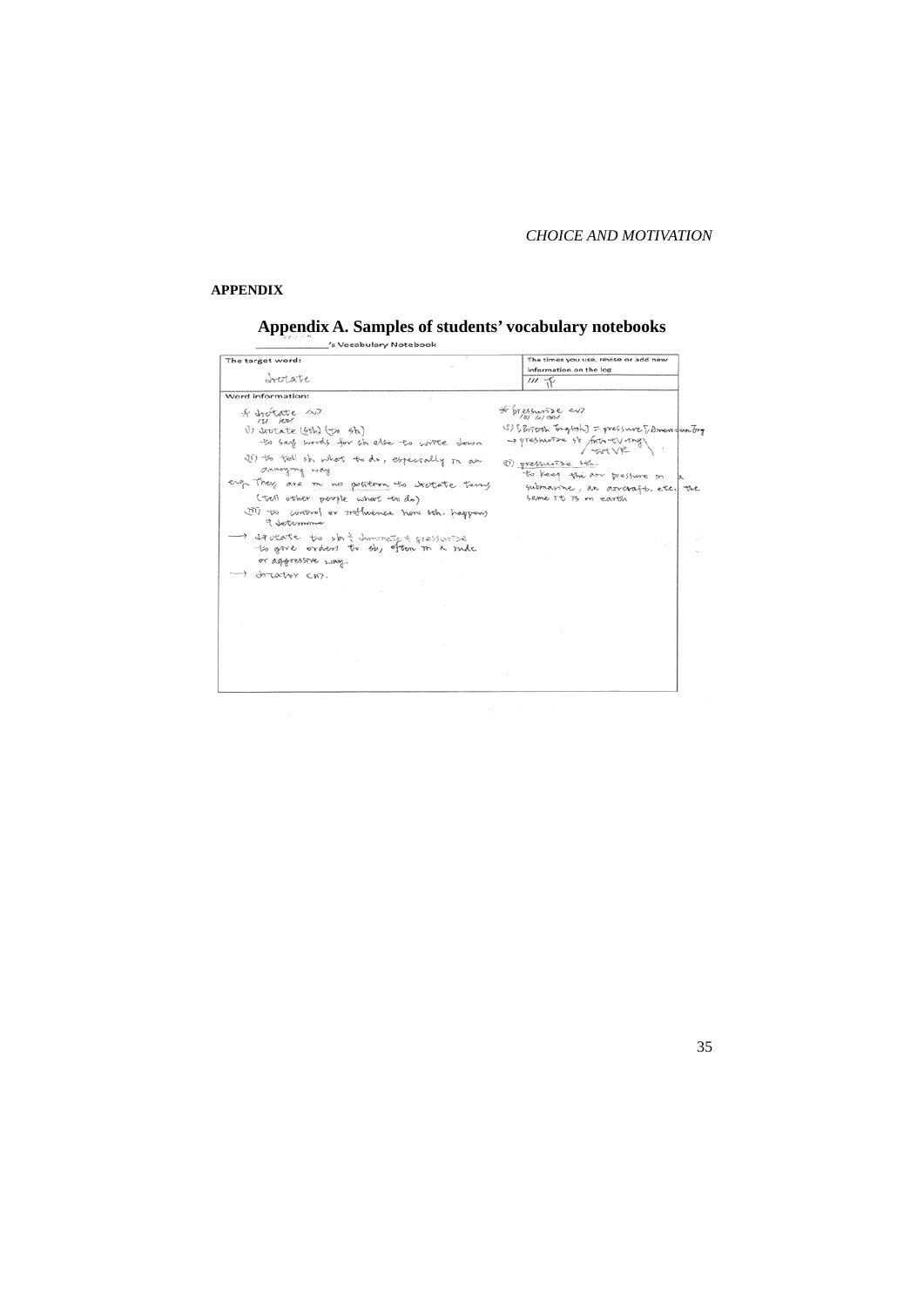## APPENDIX

### Appendix A. Samples of students' vocabulary notebooks

_____________'s Vocabulary Notebook

| The target word: | The times you use, revise or add new information on the log |
|---|---|
| dictate | /// 正 |

Word information:

\* dictate <v>
/31 /eit/

(i) dictate (sth) (to sb)
- to say words for sb else to write down

(ii) to tell sb what to do, especially in an annoying way

e.g. They are in no position to dictate terms (tell other people what to do)

(iii) to control or influence how sth. happens
≒ determine

→ dictate to sb ≒ dominate ≒ pressurize
- to give orders to sb, often in a rude or aggressive way.

→ dictator <n>.

\* pressurise <v>

(i) [British English] = pressure [American English]
→ pressurise sb into ~ (sth / doing) / to VR

(ii) pressurise sth.
to keep the air pressure in a submarine, an aircraft, etc. the same it is in earth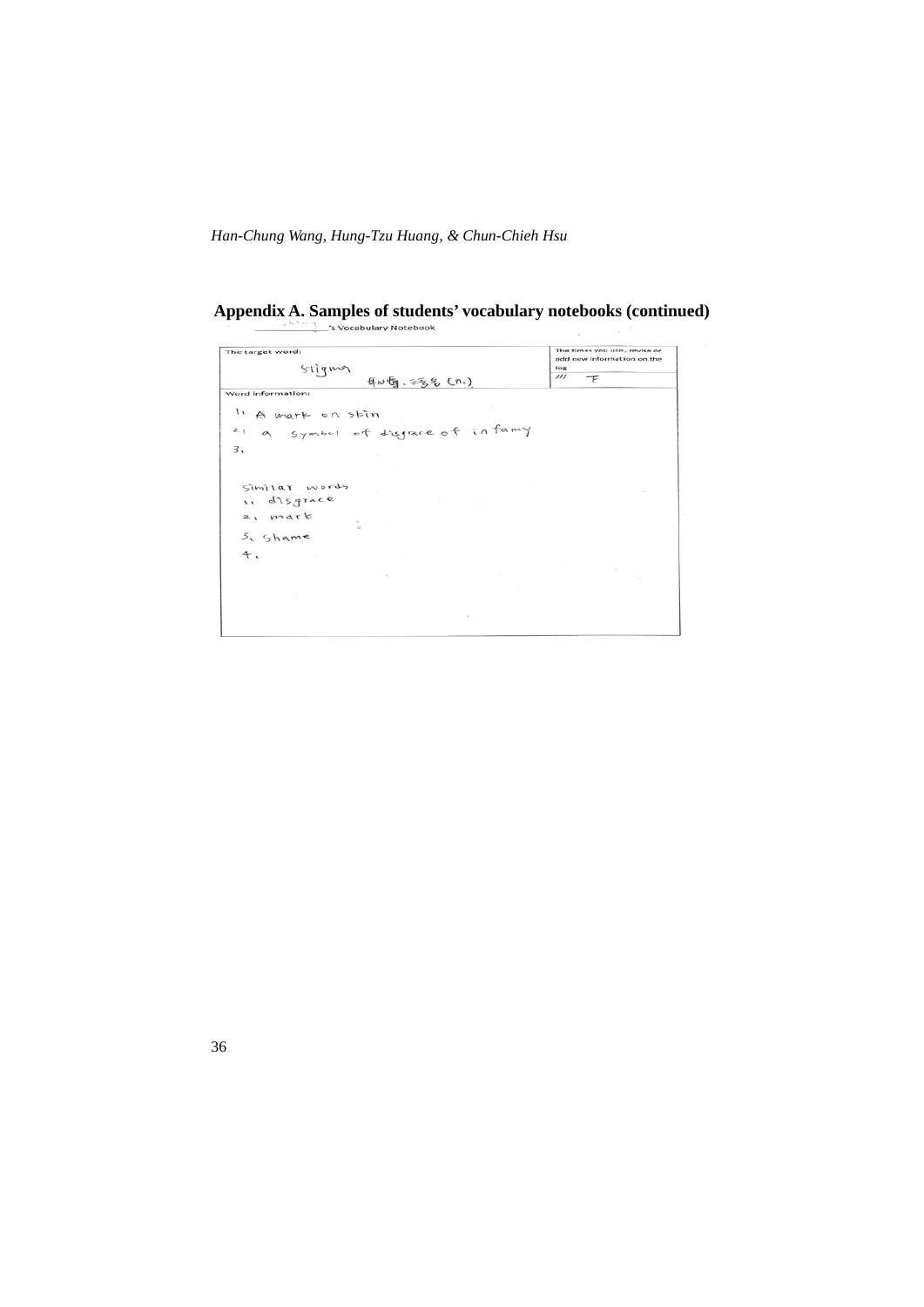**Appendix A. Samples of students' vocabulary notebooks (continued)**

______'s Vocabulary Notebook

| The target word: stigma 耻辱、污名 (n.) | The times you use, revise or add new information on the log: /// 下 |
|---|---|
| Word information: | |
| 1. A mark on skin | |
| 2. a symbol of disgrace of infamy | |
| 3. | |
| Similar words | |
| 1. disgrace | |
| 2. mark | |
| 3. shame | |
| 4. | |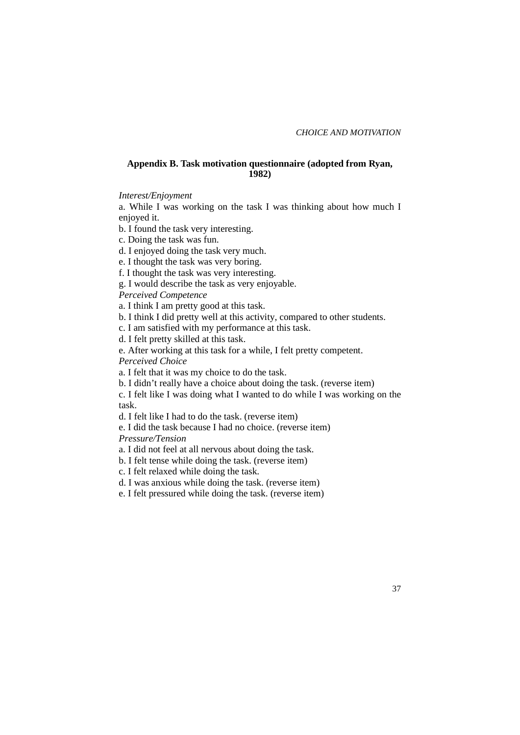## Appendix B. Task motivation questionnaire (adopted from Ryan, 1982)

*Interest/Enjoyment*

a. While I was working on the task I was thinking about how much I enjoyed it.
b. I found the task very interesting.
c. Doing the task was fun.
d. I enjoyed doing the task very much.
e. I thought the task was very boring.
f. I thought the task was very interesting.
g. I would describe the task as very enjoyable.

*Perceived Competence*

a. I think I am pretty good at this task.
b. I think I did pretty well at this activity, compared to other students.
c. I am satisfied with my performance at this task.
d. I felt pretty skilled at this task.
e. After working at this task for a while, I felt pretty competent.

*Perceived Choice*

a. I felt that it was my choice to do the task.
b. I didn't really have a choice about doing the task. (reverse item)
c. I felt like I was doing what I wanted to do while I was working on the task.
d. I felt like I had to do the task. (reverse item)
e. I did the task because I had no choice. (reverse item)

*Pressure/Tension*

a. I did not feel at all nervous about doing the task.
b. I felt tense while doing the task. (reverse item)
c. I felt relaxed while doing the task.
d. I was anxious while doing the task. (reverse item)
e. I felt pressured while doing the task. (reverse item)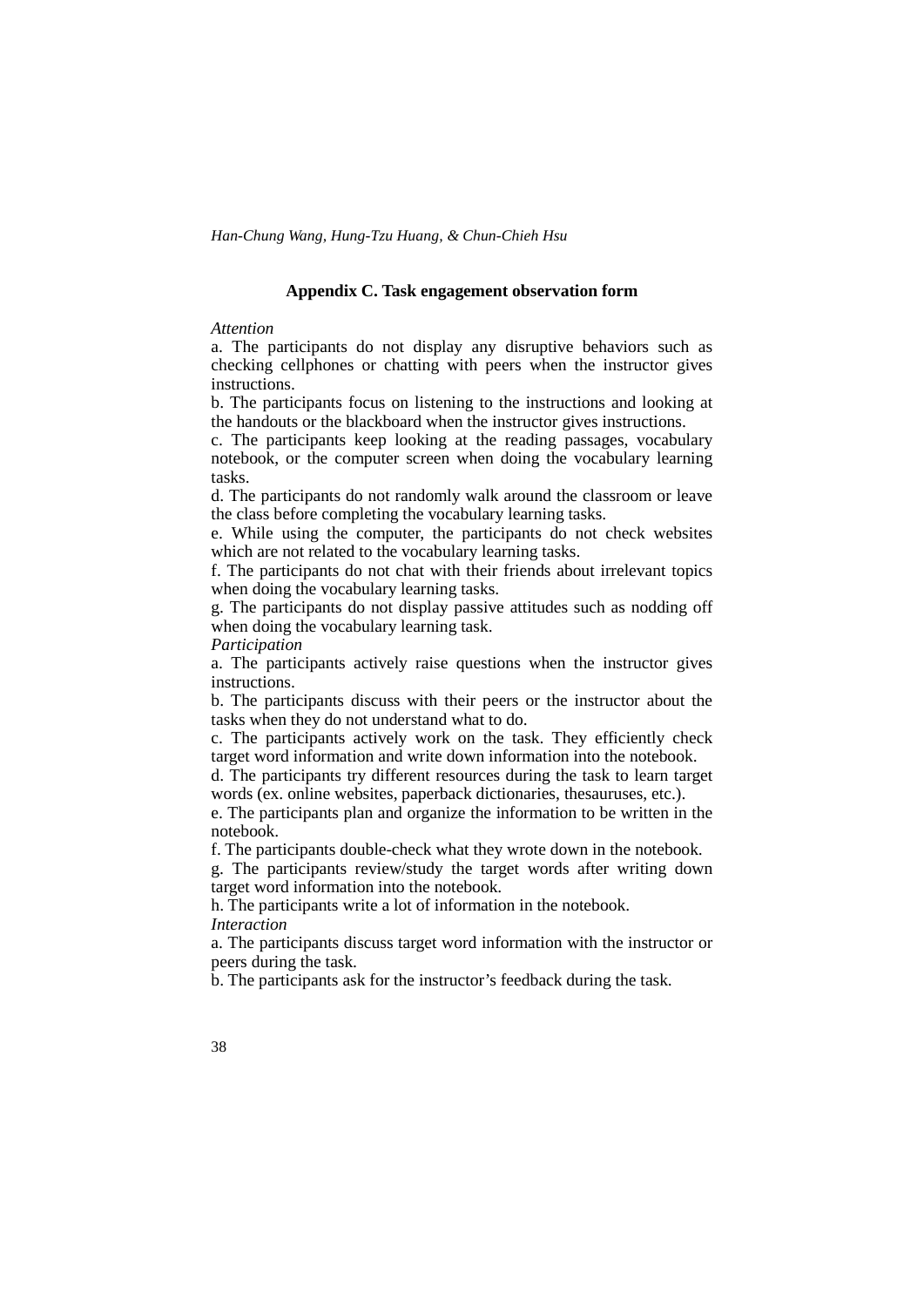## Appendix C. Task engagement observation form

*Attention*

a. The participants do not display any disruptive behaviors such as checking cellphones or chatting with peers when the instructor gives instructions.

b. The participants focus on listening to the instructions and looking at the handouts or the blackboard when the instructor gives instructions.

c. The participants keep looking at the reading passages, vocabulary notebook, or the computer screen when doing the vocabulary learning tasks.

d. The participants do not randomly walk around the classroom or leave the class before completing the vocabulary learning tasks.

e. While using the computer, the participants do not check websites which are not related to the vocabulary learning tasks.

f. The participants do not chat with their friends about irrelevant topics when doing the vocabulary learning tasks.

g. The participants do not display passive attitudes such as nodding off when doing the vocabulary learning task.

*Participation*

a. The participants actively raise questions when the instructor gives instructions.

b. The participants discuss with their peers or the instructor about the tasks when they do not understand what to do.

c. The participants actively work on the task. They efficiently check target word information and write down information into the notebook.

d. The participants try different resources during the task to learn target words (ex. online websites, paperback dictionaries, thesauruses, etc.).

e. The participants plan and organize the information to be written in the notebook.

f. The participants double-check what they wrote down in the notebook.

g. The participants review/study the target words after writing down target word information into the notebook.

h. The participants write a lot of information in the notebook.

*Interaction*

a. The participants discuss target word information with the instructor or peers during the task.

b. The participants ask for the instructor's feedback during the task.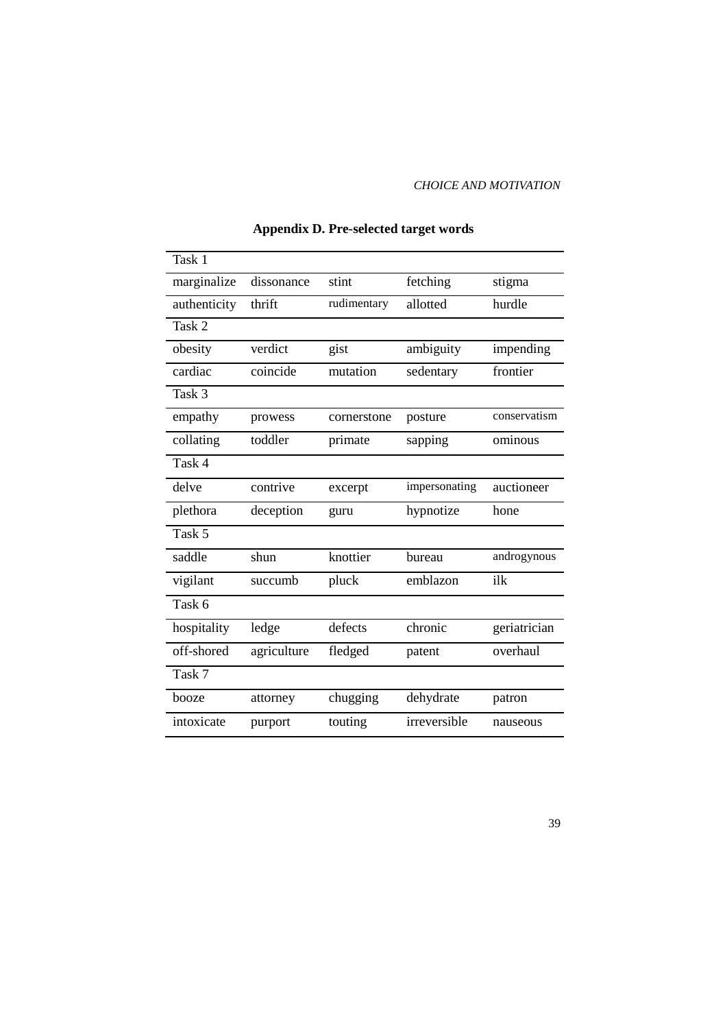## Appendix D. Pre-selected target words

| Task 1 | | | | |
|---|---|---|---|---|
| marginalize | dissonance | stint | fetching | stigma |
| authenticity | thrift | rudimentary | allotted | hurdle |
| Task 2 | | | | |
| obesity | verdict | gist | ambiguity | impending |
| cardiac | coincide | mutation | sedentary | frontier |
| Task 3 | | | | |
| empathy | prowess | cornerstone | posture | conservatism |
| collating | toddler | primate | sapping | ominous |
| Task 4 | | | | |
| delve | contrive | excerpt | impersonating | auctioneer |
| plethora | deception | guru | hypnotize | hone |
| Task 5 | | | | |
| saddle | shun | knottier | bureau | androgynous |
| vigilant | succumb | pluck | emblazon | ilk |
| Task 6 | | | | |
| hospitality | ledge | defects | chronic | geriatrician |
| off-shored | agriculture | fledged | patent | overhaul |
| Task 7 | | | | |
| booze | attorney | chugging | dehydrate | patron |
| intoxicate | purport | touting | irreversible | nauseous |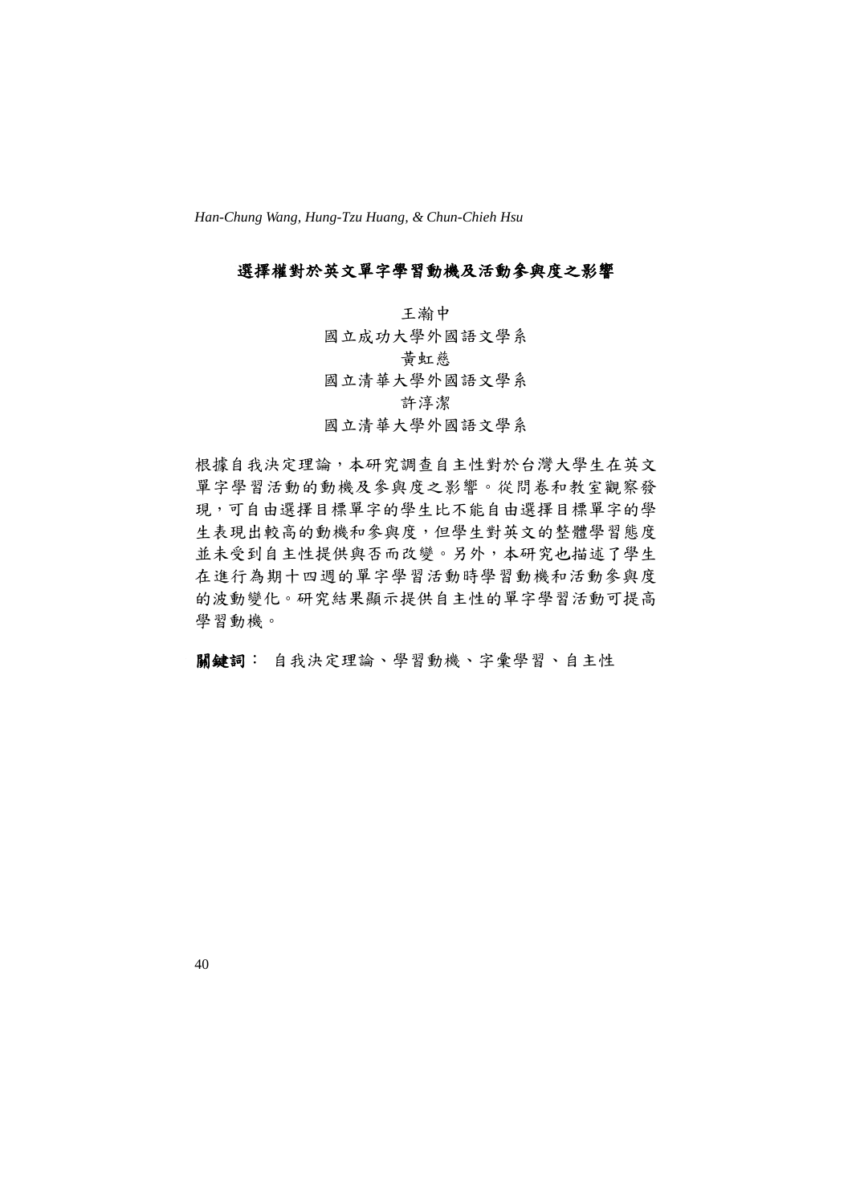## 選擇權對於英文單字學習動機及活動參與度之影響

王瀚中
國立成功大學外國語文學系
黃虹慈
國立清華大學外國語文學系
許淳潔
國立清華大學外國語文學系

根據自我決定理論，本研究調查自主性對於台灣大學生在英文單字學習活動的動機及參與度之影響。從問卷和教室觀察發現，可自由選擇目標單字的學生比不能自由選擇目標單字的學生表現出較高的動機和參與度，但學生對英文的整體學習態度並未受到自主性提供與否而改變。另外，本研究也描述了學生在進行為期十四週的單字學習活動時學習動機和活動參與度的波動變化。研究結果顯示提供自主性的單字學習活動可提高學習動機。

**關鍵詞**： 自我決定理論、學習動機、字彙學習、自主性